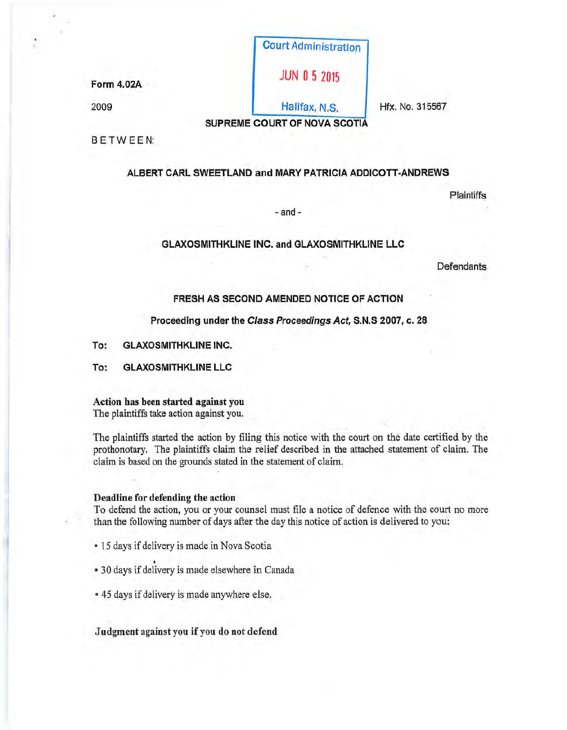Form 4.02A

2009

Court Administration

JUN 05 2015

Halifax, N.S.

Hfx. No. 315567

**SUPREME COURT OF NOVA SCOTIA**

BETWEEN:

**ALBERT CARL SWEETLAND and MARY PATRICIA ADDICOTT-ANDREWS**

Plaintiffs

\- and -

**GLAXOSMITHKLINE INC. and GLAXOSMITHKLINE LLC**

Defendants

**FRESH AS SECOND AMENDED NOTICE OF ACTION**

**Proceeding under the *Class Proceedings Act*, S.N.S 2007, c. 28**

**To: GLAXOSMITHKLINE INC.**

**To: GLAXOSMITHKLINE LLC**

**Action has been started against you**
The plaintiffs take action against you.

The plaintiffs started the action by filing this notice with the court on the date certified by the prothonotary. The plaintiffs claim the relief described in the attached statement of claim. The claim is based on the grounds stated in the statement of claim.

**Deadline for defending the action**
To defend the action, you or your counsel must file a notice of defence with the court no more than the following number of days after the day this notice of action is delivered to you:

- 15 days if delivery is made in Nova Scotia
- 30 days if delivery is made elsewhere in Canada
- 45 days if delivery is made anywhere else.

**Judgment against you if you do not defend**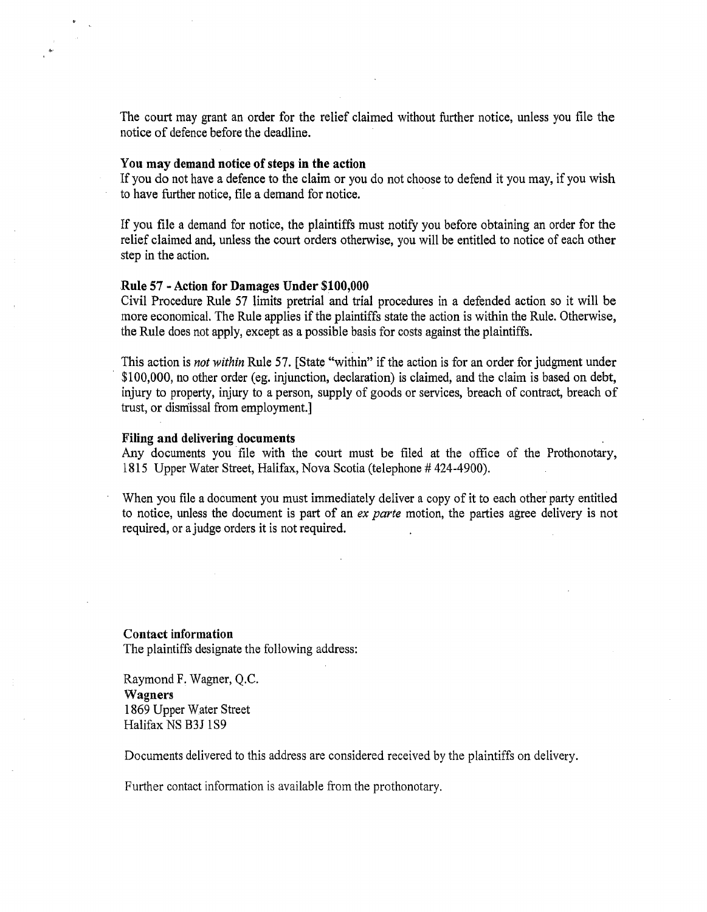The court may grant an order for the relief claimed without further notice, unless you file the notice of defence before the deadline.

**You may demand notice of steps in the action**

If you do not have a defence to the claim or you do not choose to defend it you may, if you wish to have further notice, file a demand for notice.

If you file a demand for notice, the plaintiffs must notify you before obtaining an order for the relief claimed and, unless the court orders otherwise, you will be entitled to notice of each other step in the action.

**Rule 57 - Action for Damages Under $100,000**

Civil Procedure Rule 57 limits pretrial and trial procedures in a defended action so it will be more economical. The Rule applies if the plaintiffs state the action is within the Rule. Otherwise, the Rule does not apply, except as a possible basis for costs against the plaintiffs.

This action is *not within* Rule 57. [State "within" if the action is for an order for judgment under $100,000, no other order (eg. injunction, declaration) is claimed, and the claim is based on debt, injury to property, injury to a person, supply of goods or services, breach of contract, breach of trust, or dismissal from employment.]

**Filing and delivering documents**

Any documents you file with the court must be filed at the office of the Prothonotary, 1815 Upper Water Street, Halifax, Nova Scotia (telephone # 424-4900).

When you file a document you must immediately deliver a copy of it to each other party entitled to notice, unless the document is part of an *ex parte* motion, the parties agree delivery is not required, or a judge orders it is not required.

**Contact information**

The plaintiffs designate the following address:

Raymond F. Wagner, Q.C.
**Wagners**
1869 Upper Water Street
Halifax NS B3J 1S9

Documents delivered to this address are considered received by the plaintiffs on delivery.

Further contact information is available from the prothonotary.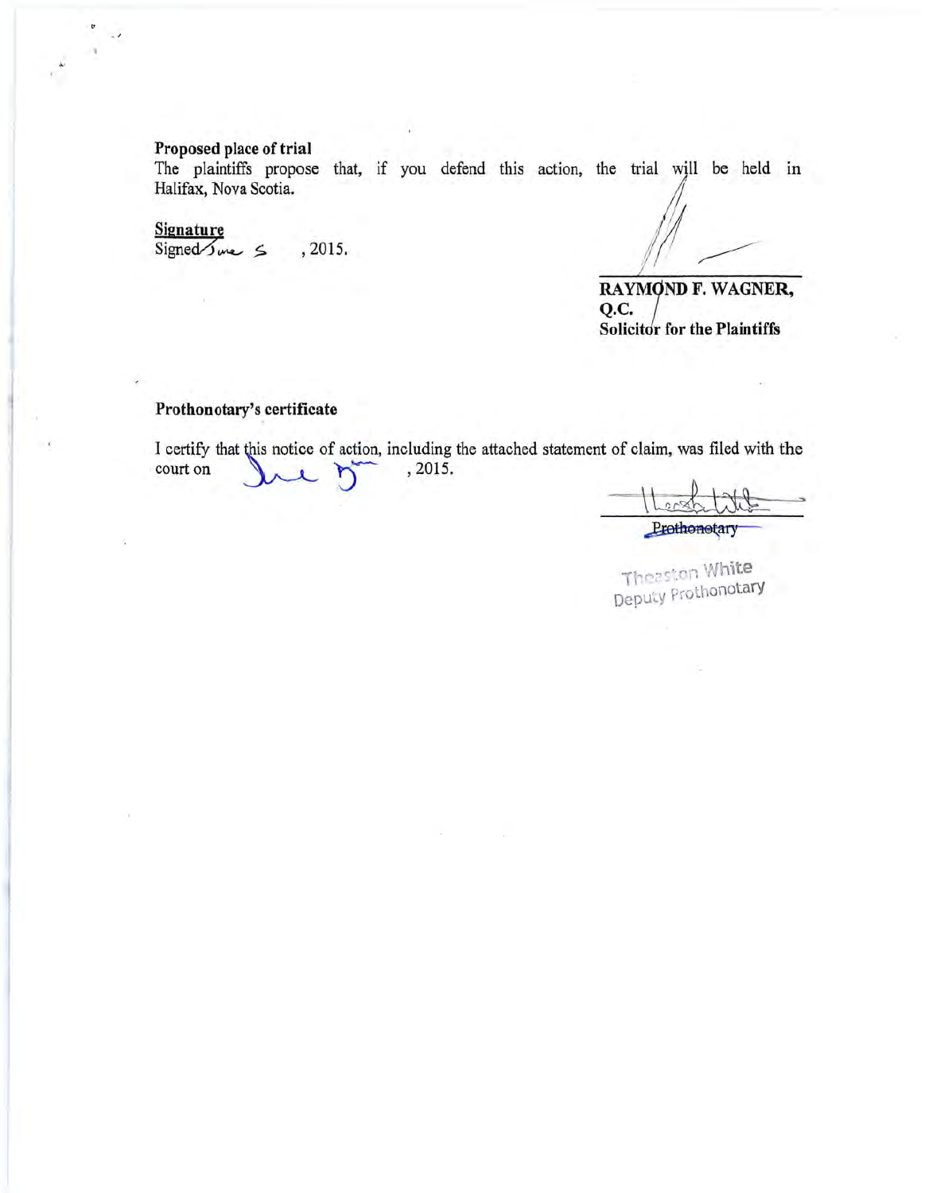**Proposed place of trial**

The plaintiffs propose that, if you defend this action, the trial will be held in Halifax, Nova Scotia.

**Signature**

Signed June 5, 2015.

**RAYMOND F. WAGNER, Q.C.**
**Solicitor for the Plaintiffs**

**Prothonotary's certificate**

I certify that this notice of action, including the attached statement of claim, was filed with the court on June 5th, 2015.

Prothonotary

Theaston White
Deputy Prothonotary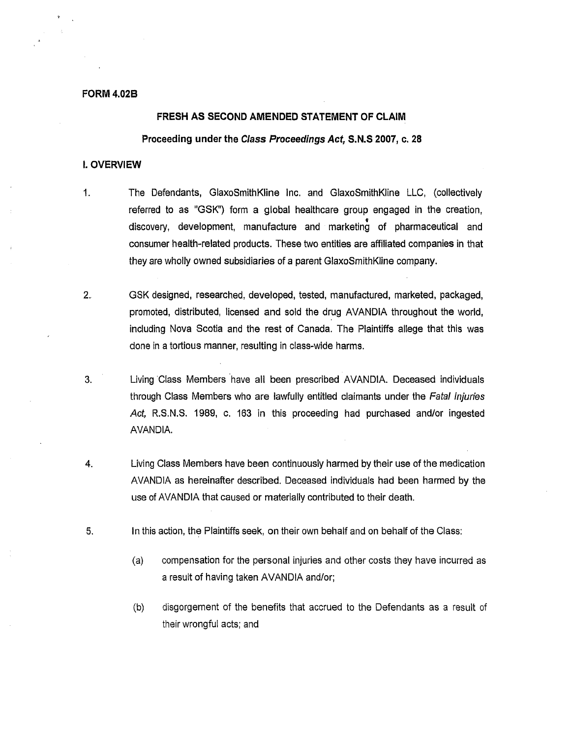**FORM 4.02B**

## FRESH AS SECOND AMENDED STATEMENT OF CLAIM

**Proceeding under the *Class Proceedings Act*, S.N.S 2007, c. 28**

### I. OVERVIEW

1. The Defendants, GlaxoSmithKline Inc. and GlaxoSmithKline LLC, (collectively referred to as "GSK") form a global healthcare group engaged in the creation, discovery, development, manufacture and marketing of pharmaceutical and consumer health-related products. These two entities are affiliated companies in that they are wholly owned subsidiaries of a parent GlaxoSmithKline company.

2. GSK designed, researched, developed, tested, manufactured, marketed, packaged, promoted, distributed, licensed and sold the drug AVANDIA throughout the world, including Nova Scotia and the rest of Canada. The Plaintiffs allege that this was done in a tortious manner, resulting in class-wide harms.

3. Living Class Members have all been prescribed AVANDIA. Deceased individuals through Class Members who are lawfully entitled claimants under the *Fatal Injuries Act*, R.S.N.S. 1989, c. 163 in this proceeding had purchased and/or ingested AVANDIA.

4. Living Class Members have been continuously harmed by their use of the medication AVANDIA as hereinafter described. Deceased individuals had been harmed by the use of AVANDIA that caused or materially contributed to their death.

5. In this action, the Plaintiffs seek, on their own behalf and on behalf of the Class:

    (a) compensation for the personal injuries and other costs they have incurred as a result of having taken AVANDIA and/or;

    (b) disgorgement of the benefits that accrued to the Defendants as a result of their wrongful acts; and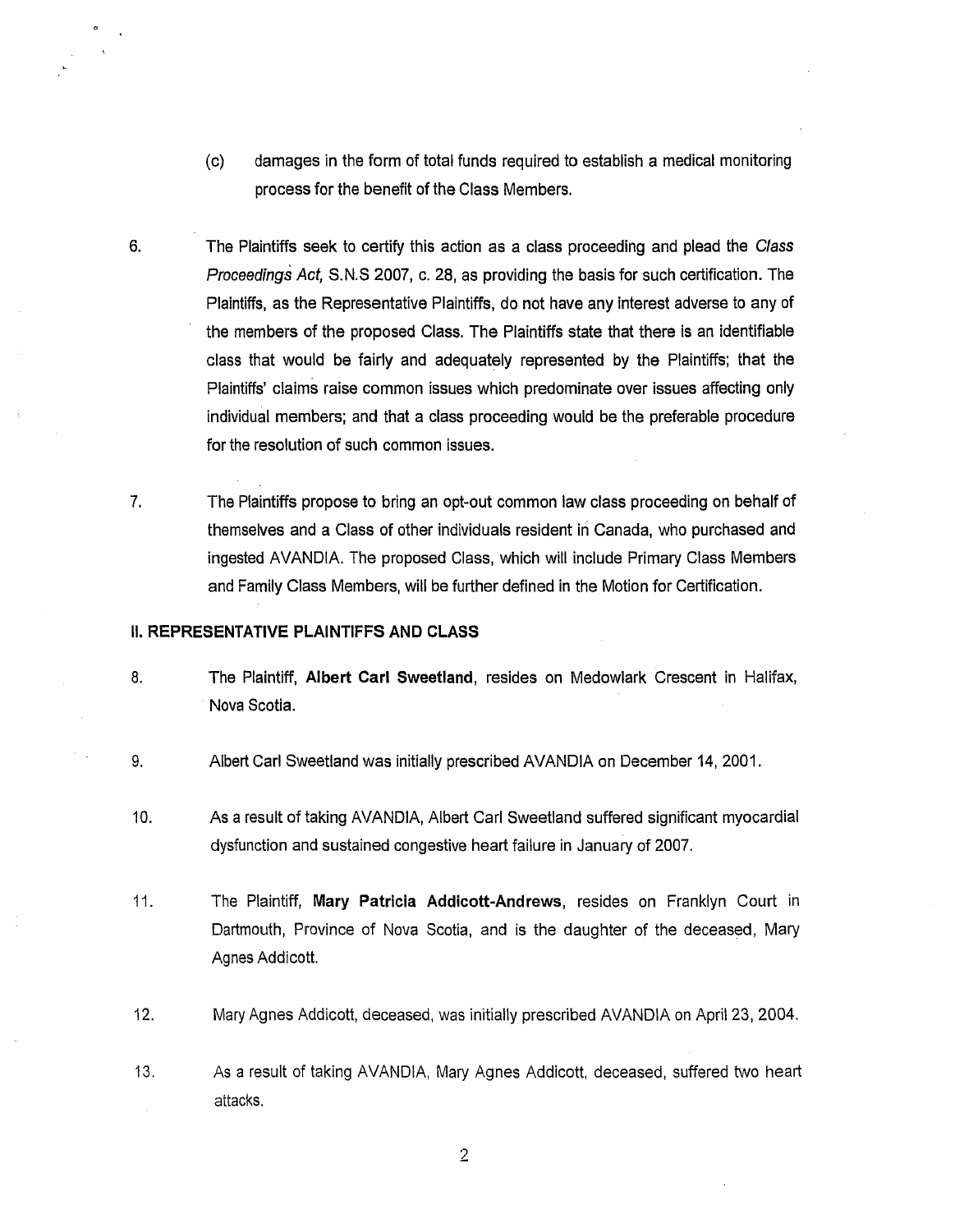(c) damages in the form of total funds required to establish a medical monitoring process for the benefit of the Class Members.

6. The Plaintiffs seek to certify this action as a class proceeding and plead the *Class Proceedings Act*, S.N.S 2007, c. 28, as providing the basis for such certification. The Plaintiffs, as the Representative Plaintiffs, do not have any interest adverse to any of the members of the proposed Class. The Plaintiffs state that there is an identifiable class that would be fairly and adequately represented by the Plaintiffs; that the Plaintiffs' claims raise common issues which predominate over issues affecting only individual members; and that a class proceeding would be the preferable procedure for the resolution of such common issues.

7. The Plaintiffs propose to bring an opt-out common law class proceeding on behalf of themselves and a Class of other individuals resident in Canada, who purchased and ingested AVANDIA. The proposed Class, which will include Primary Class Members and Family Class Members, will be further defined in the Motion for Certification.

## II. REPRESENTATIVE PLAINTIFFS AND CLASS

8. The Plaintiff, **Albert Carl Sweetland**, resides on Medowlark Crescent in Halifax, Nova Scotia.

9. Albert Carl Sweetland was initially prescribed AVANDIA on December 14, 2001.

10. As a result of taking AVANDIA, Albert Carl Sweetland suffered significant myocardial dysfunction and sustained congestive heart failure in January of 2007.

11. The Plaintiff, **Mary Patricia Addicott-Andrews**, resides on Franklyn Court in Dartmouth, Province of Nova Scotia, and is the daughter of the deceased, Mary Agnes Addicott.

12. Mary Agnes Addicott, deceased, was initially prescribed AVANDIA on April 23, 2004.

13. As a result of taking AVANDIA, Mary Agnes Addicott, deceased, suffered two heart attacks.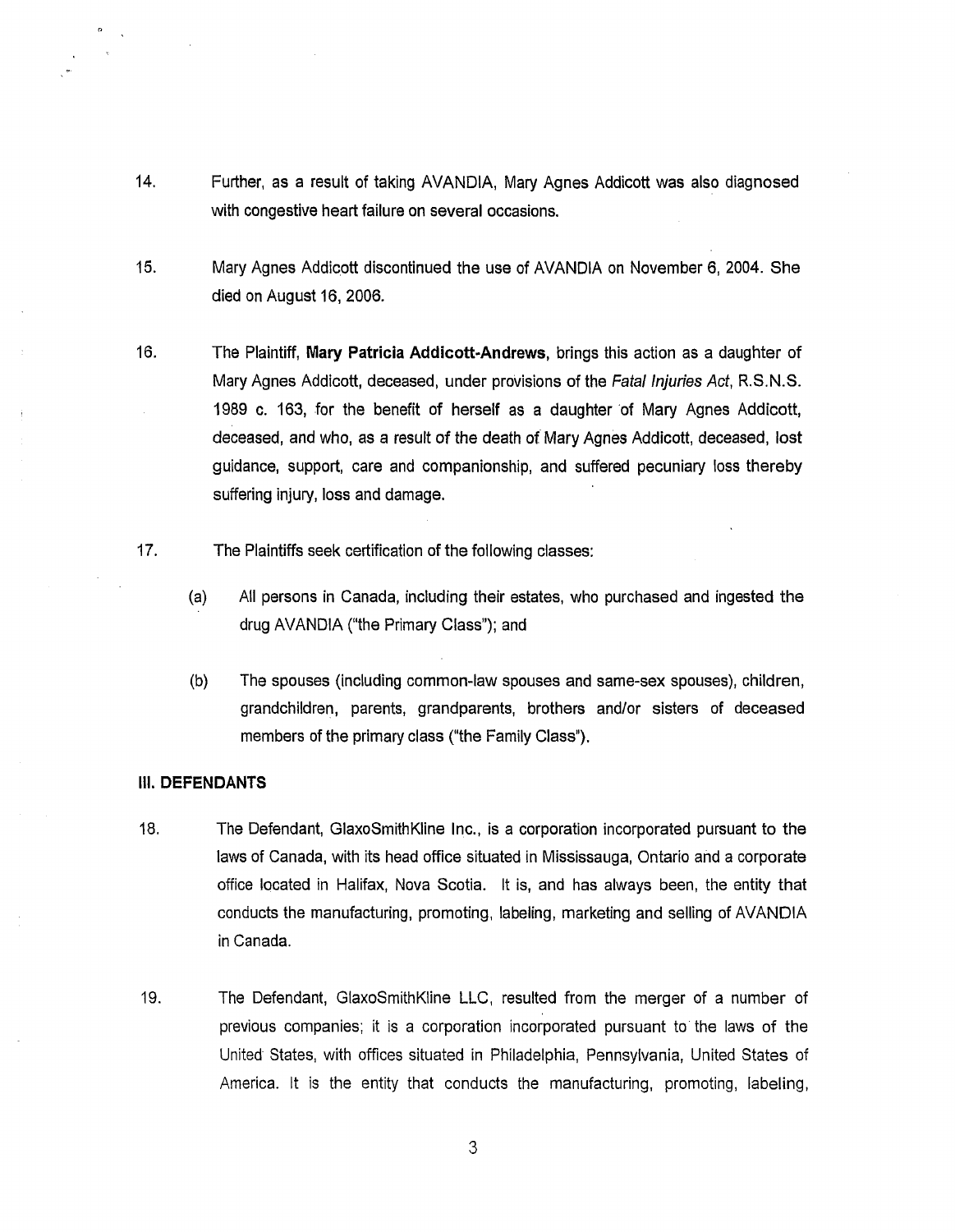14. Further, as a result of taking AVANDIA, Mary Agnes Addicott was also diagnosed with congestive heart failure on several occasions.

15. Mary Agnes Addicott discontinued the use of AVANDIA on November 6, 2004. She died on August 16, 2006.

16. The Plaintiff, **Mary Patricia Addicott-Andrews**, brings this action as a daughter of Mary Agnes Addicott, deceased, under provisions of the *Fatal Injuries Act*, R.S.N.S. 1989 c. 163, for the benefit of herself as a daughter of Mary Agnes Addicott, deceased, and who, as a result of the death of Mary Agnes Addicott, deceased, lost guidance, support, care and companionship, and suffered pecuniary loss thereby suffering injury, loss and damage.

17. The Plaintiffs seek certification of the following classes:

    (a) All persons in Canada, including their estates, who purchased and ingested the drug AVANDIA ("the Primary Class"); and

    (b) The spouses (including common-law spouses and same-sex spouses), children, grandchildren, parents, grandparents, brothers and/or sisters of deceased members of the primary class ("the Family Class").

**III. DEFENDANTS**

18. The Defendant, GlaxoSmithKline Inc., is a corporation incorporated pursuant to the laws of Canada, with its head office situated in Mississauga, Ontario and a corporate office located in Halifax, Nova Scotia. It is, and has always been, the entity that conducts the manufacturing, promoting, labeling, marketing and selling of AVANDIA in Canada.

19. The Defendant, GlaxoSmithKline LLC, resulted from the merger of a number of previous companies; it is a corporation incorporated pursuant to the laws of the United States, with offices situated in Philadelphia, Pennsylvania, United States of America. It is the entity that conducts the manufacturing, promoting, labeling,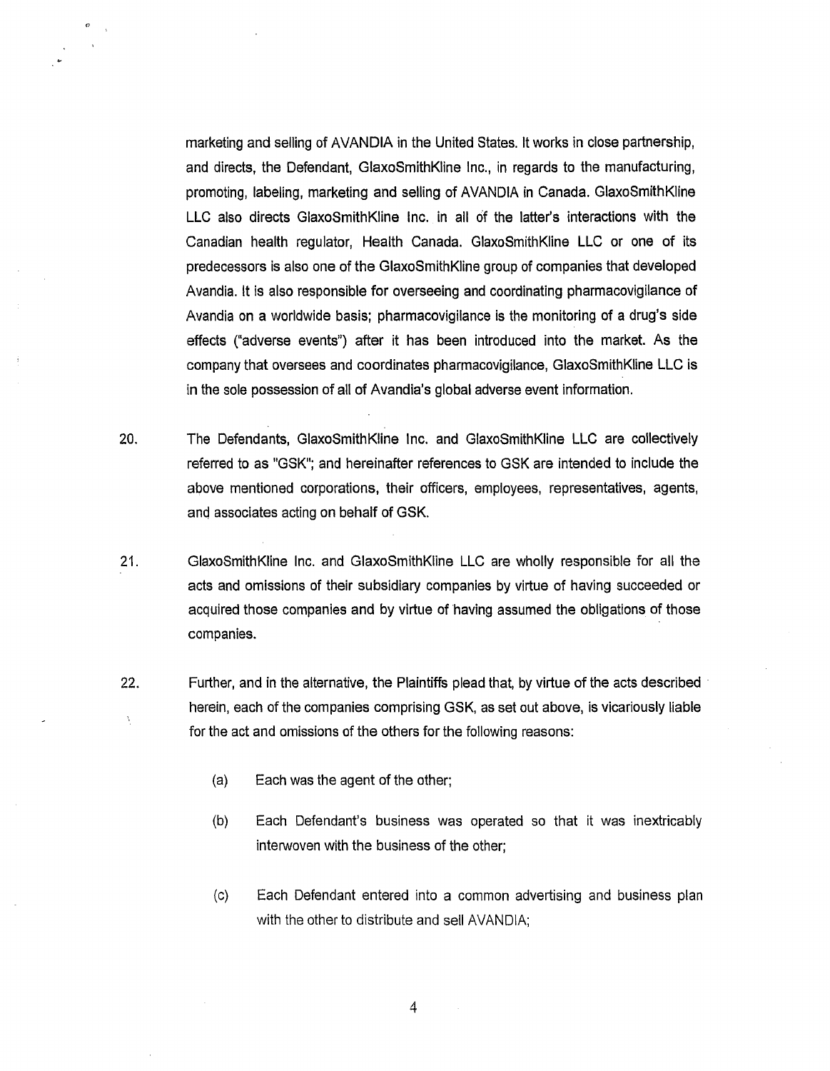marketing and selling of AVANDIA in the United States. It works in close partnership, and directs, the Defendant, GlaxoSmithKline Inc., in regards to the manufacturing, promoting, labeling, marketing and selling of AVANDIA in Canada. GlaxoSmithKline LLC also directs GlaxoSmithKline Inc. in all of the latter's interactions with the Canadian health regulator, Health Canada. GlaxoSmithKline LLC or one of its predecessors is also one of the GlaxoSmithKline group of companies that developed Avandia. It is also responsible for overseeing and coordinating pharmacovigilance of Avandia on a worldwide basis; pharmacovigilance is the monitoring of a drug's side effects ("adverse events") after it has been introduced into the market. As the company that oversees and coordinates pharmacovigilance, GlaxoSmithKline LLC is in the sole possession of all of Avandia's global adverse event information.

20. The Defendants, GlaxoSmithKline Inc. and GlaxoSmithKline LLC are collectively referred to as "GSK"; and hereinafter references to GSK are intended to include the above mentioned corporations, their officers, employees, representatives, agents, and associates acting on behalf of GSK.

21. GlaxoSmithKline Inc. and GlaxoSmithKline LLC are wholly responsible for all the acts and omissions of their subsidiary companies by virtue of having succeeded or acquired those companies and by virtue of having assumed the obligations of those companies.

22. Further, and in the alternative, the Plaintiffs plead that, by virtue of the acts described herein, each of the companies comprising GSK, as set out above, is vicariously liable for the act and omissions of the others for the following reasons:

    (a) Each was the agent of the other;

    (b) Each Defendant's business was operated so that it was inextricably interwoven with the business of the other;

    (c) Each Defendant entered into a common advertising and business plan with the other to distribute and sell AVANDIA;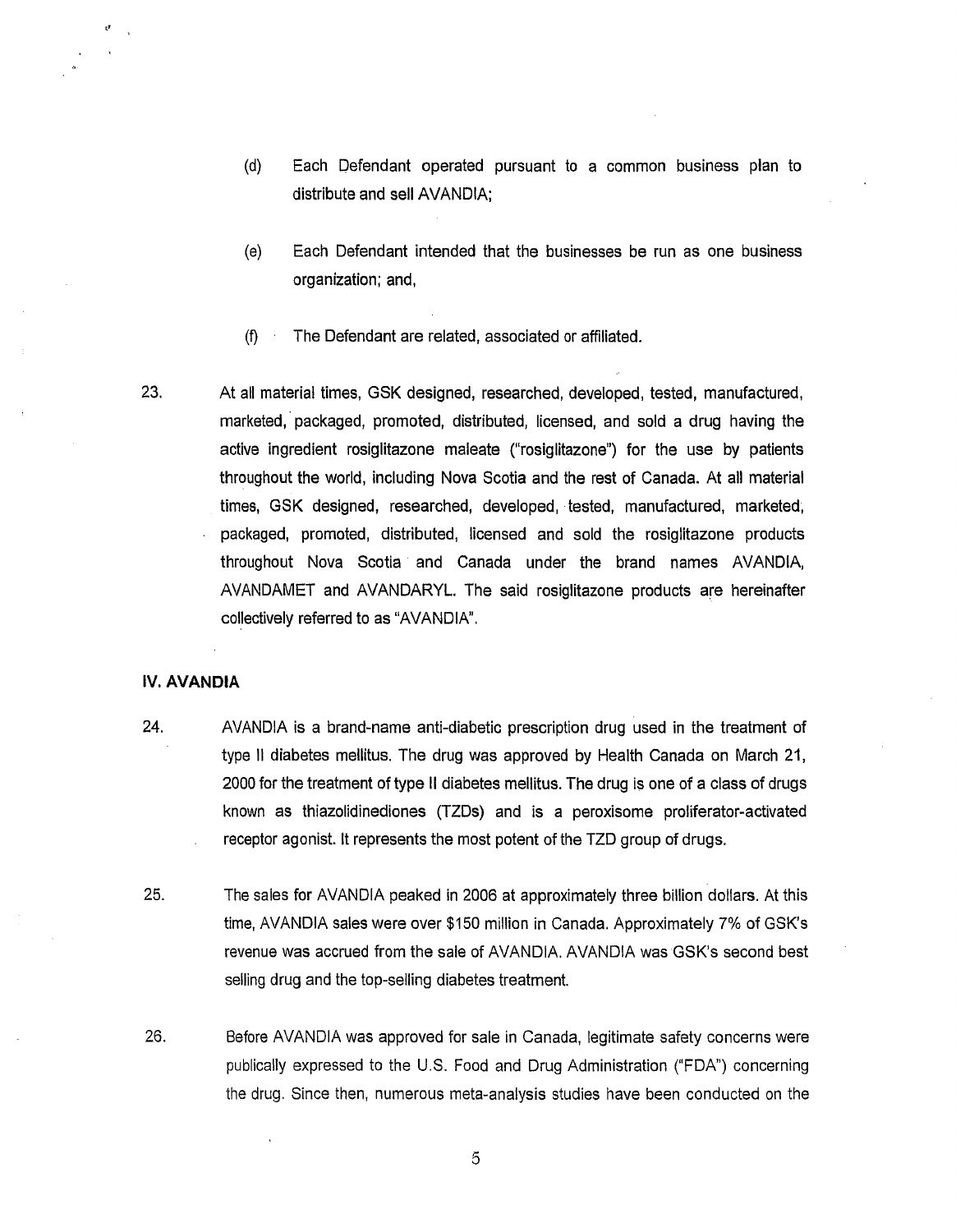(d) Each Defendant operated pursuant to a common business plan to distribute and sell AVANDIA;

(e) Each Defendant intended that the businesses be run as one business organization; and,

(f) The Defendant are related, associated or affiliated.

23. At all material times, GSK designed, researched, developed, tested, manufactured, marketed, packaged, promoted, distributed, licensed, and sold a drug having the active ingredient rosiglitazone maleate ("rosiglitazone") for the use by patients throughout the world, including Nova Scotia and the rest of Canada. At all material times, GSK designed, researched, developed, tested, manufactured, marketed, packaged, promoted, distributed, licensed and sold the rosiglitazone products throughout Nova Scotia and Canada under the brand names AVANDIA, AVANDAMET and AVANDARYL. The said rosiglitazone products are hereinafter collectively referred to as "AVANDIA".

## IV. AVANDIA

24. AVANDIA is a brand-name anti-diabetic prescription drug used in the treatment of type II diabetes mellitus. The drug was approved by Health Canada on March 21, 2000 for the treatment of type II diabetes mellitus. The drug is one of a class of drugs known as thiazolidinediones (TZDs) and is a peroxisome proliferator-activated receptor agonist. It represents the most potent of the TZD group of drugs.

25. The sales for AVANDIA peaked in 2006 at approximately three billion dollars. At this time, AVANDIA sales were over $150 million in Canada. Approximately 7% of GSK's revenue was accrued from the sale of AVANDIA. AVANDIA was GSK's second best selling drug and the top-selling diabetes treatment.

26. Before AVANDIA was approved for sale in Canada, legitimate safety concerns were publically expressed to the U.S. Food and Drug Administration ("FDA") concerning the drug. Since then, numerous meta-analysis studies have been conducted on the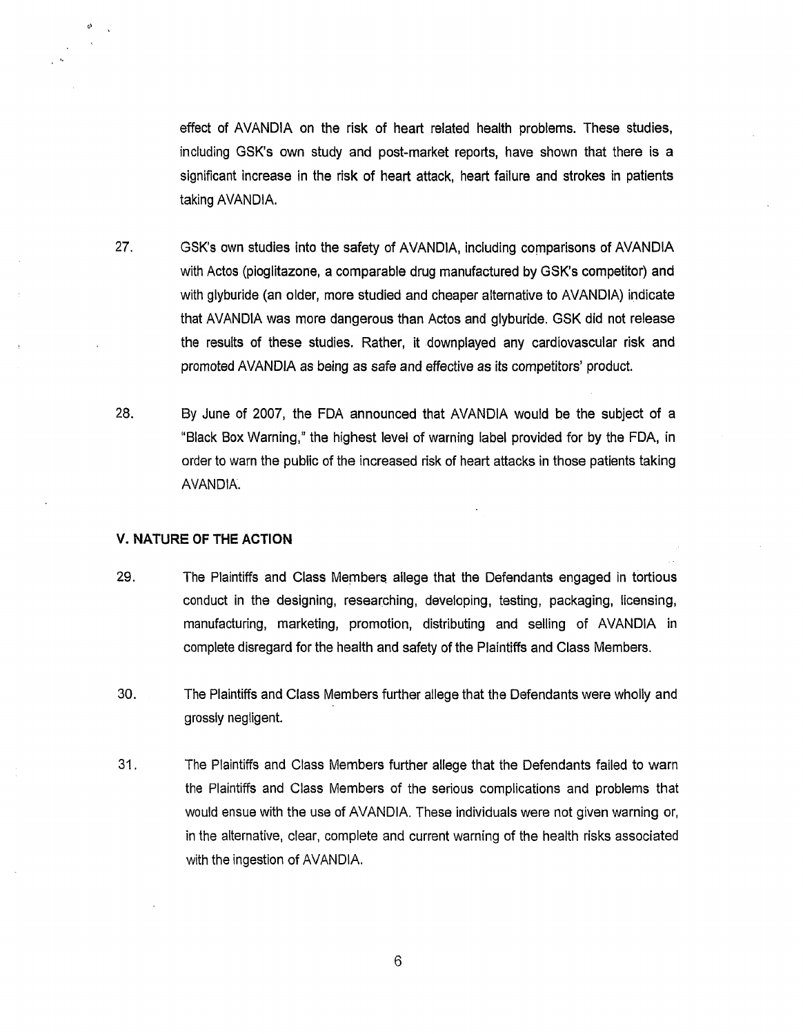effect of AVANDIA on the risk of heart related health problems. These studies, including GSK's own study and post-market reports, have shown that there is a significant increase in the risk of heart attack, heart failure and strokes in patients taking AVANDIA.

27. GSK's own studies into the safety of AVANDIA, including comparisons of AVANDIA with Actos (pioglitazone, a comparable drug manufactured by GSK's competitor) and with glyburide (an older, more studied and cheaper alternative to AVANDIA) indicate that AVANDIA was more dangerous than Actos and glyburide. GSK did not release the results of these studies. Rather, it downplayed any cardiovascular risk and promoted AVANDIA as being as safe and effective as its competitors' product.

28. By June of 2007, the FDA announced that AVANDIA would be the subject of a "Black Box Warning," the highest level of warning label provided for by the FDA, in order to warn the public of the increased risk of heart attacks in those patients taking AVANDIA.

**V. NATURE OF THE ACTION**

29. The Plaintiffs and Class Members allege that the Defendants engaged in tortious conduct in the designing, researching, developing, testing, packaging, licensing, manufacturing, marketing, promotion, distributing and selling of AVANDIA in complete disregard for the health and safety of the Plaintiffs and Class Members.

30. The Plaintiffs and Class Members further allege that the Defendants were wholly and grossly negligent.

31. The Plaintiffs and Class Members further allege that the Defendants failed to warn the Plaintiffs and Class Members of the serious complications and problems that would ensue with the use of AVANDIA. These individuals were not given warning or, in the alternative, clear, complete and current warning of the health risks associated with the ingestion of AVANDIA.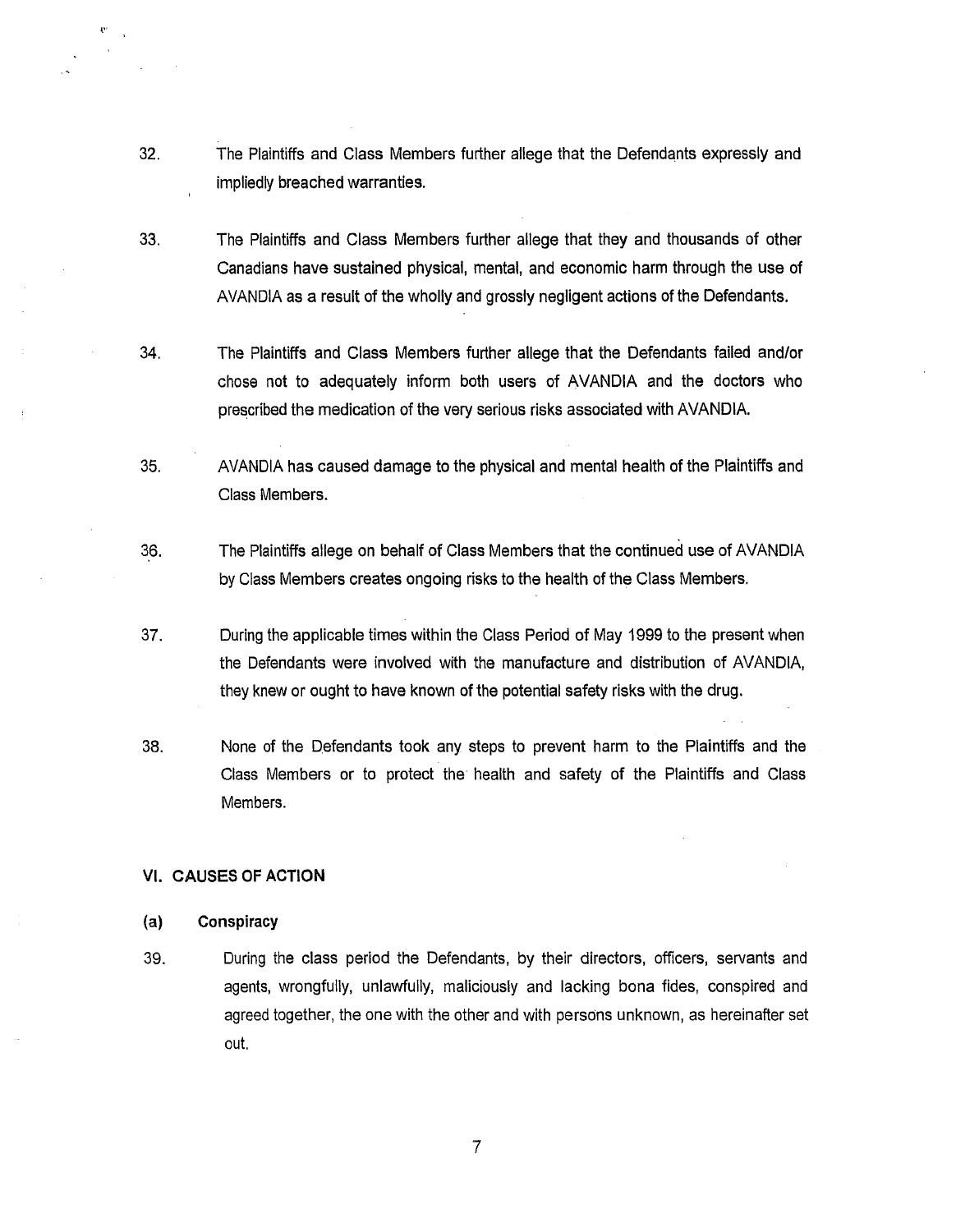32. The Plaintiffs and Class Members further allege that the Defendants expressly and impliedly breached warranties.

33. The Plaintiffs and Class Members further allege that they and thousands of other Canadians have sustained physical, mental, and economic harm through the use of AVANDIA as a result of the wholly and grossly negligent actions of the Defendants.

34. The Plaintiffs and Class Members further allege that the Defendants failed and/or chose not to adequately inform both users of AVANDIA and the doctors who prescribed the medication of the very serious risks associated with AVANDIA.

35. AVANDIA has caused damage to the physical and mental health of the Plaintiffs and Class Members.

36. The Plaintiffs allege on behalf of Class Members that the continued use of AVANDIA by Class Members creates ongoing risks to the health of the Class Members.

37. During the applicable times within the Class Period of May 1999 to the present when the Defendants were involved with the manufacture and distribution of AVANDIA, they knew or ought to have known of the potential safety risks with the drug.

38. None of the Defendants took any steps to prevent harm to the Plaintiffs and the Class Members or to protect the health and safety of the Plaintiffs and Class Members.

## VI. CAUSES OF ACTION

### (a) Conspiracy

39. During the class period the Defendants, by their directors, officers, servants and agents, wrongfully, unlawfully, maliciously and lacking bona fides, conspired and agreed together, the one with the other and with persons unknown, as hereinafter set out.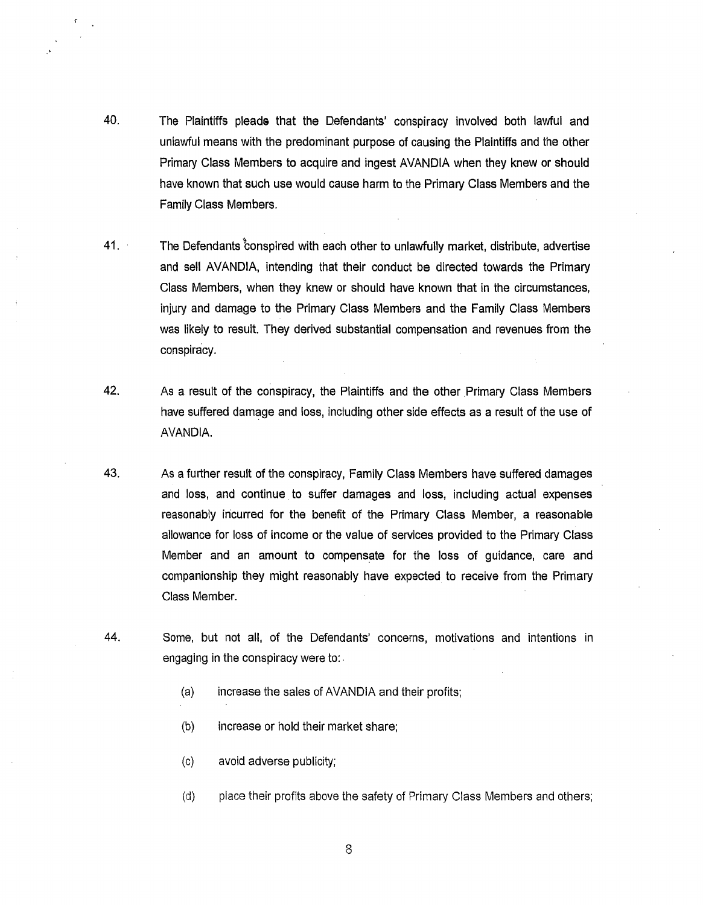40. The Plaintiffs pleads that the Defendants' conspiracy involved both lawful and unlawful means with the predominant purpose of causing the Plaintiffs and the other Primary Class Members to acquire and ingest AVANDIA when they knew or should have known that such use would cause harm to the Primary Class Members and the Family Class Members.

41. The Defendants conspired with each other to unlawfully market, distribute, advertise and sell AVANDIA, intending that their conduct be directed towards the Primary Class Members, when they knew or should have known that in the circumstances, injury and damage to the Primary Class Members and the Family Class Members was likely to result. They derived substantial compensation and revenues from the conspiracy.

42. As a result of the conspiracy, the Plaintiffs and the other Primary Class Members have suffered damage and loss, including other side effects as a result of the use of AVANDIA.

43. As a further result of the conspiracy, Family Class Members have suffered damages and loss, and continue to suffer damages and loss, including actual expenses reasonably incurred for the benefit of the Primary Class Member, a reasonable allowance for loss of income or the value of services provided to the Primary Class Member and an amount to compensate for the loss of guidance, care and companionship they might reasonably have expected to receive from the Primary Class Member.

44. Some, but not all, of the Defendants' concerns, motivations and intentions in engaging in the conspiracy were to:

   (a) increase the sales of AVANDIA and their profits;

   (b) increase or hold their market share;

   (c) avoid adverse publicity;

   (d) place their profits above the safety of Primary Class Members and others;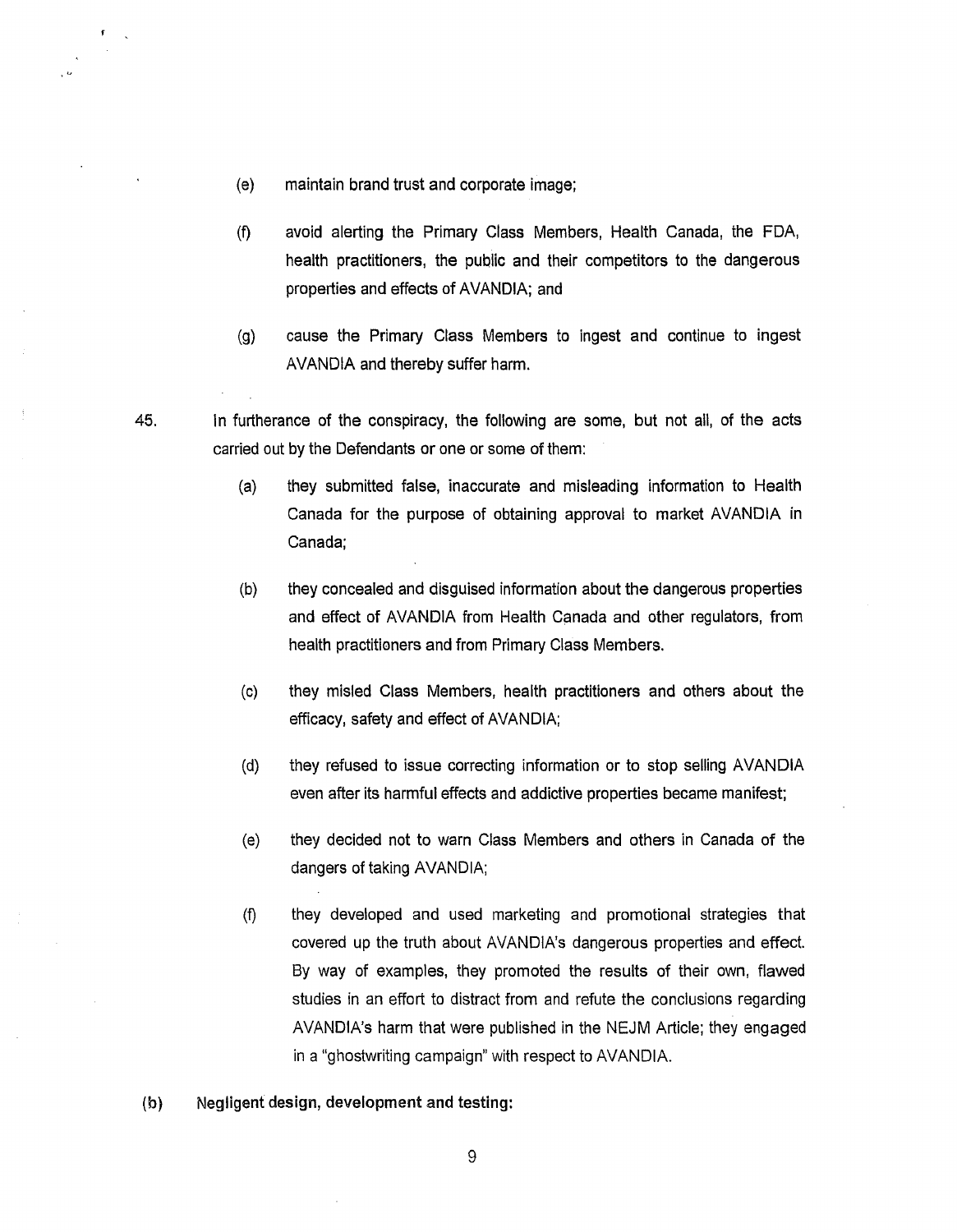(e) maintain brand trust and corporate image;

(f) avoid alerting the Primary Class Members, Health Canada, the FDA, health practitioners, the public and their competitors to the dangerous properties and effects of AVANDIA; and

(g) cause the Primary Class Members to ingest and continue to ingest AVANDIA and thereby suffer harm.

45. In furtherance of the conspiracy, the following are some, but not all, of the acts carried out by the Defendants or one or some of them:

(a) they submitted false, inaccurate and misleading information to Health Canada for the purpose of obtaining approval to market AVANDIA in Canada;

(b) they concealed and disguised information about the dangerous properties and effect of AVANDIA from Health Canada and other regulators, from health practitioners and from Primary Class Members.

(c) they misled Class Members, health practitioners and others about the efficacy, safety and effect of AVANDIA;

(d) they refused to issue correcting information or to stop selling AVANDIA even after its harmful effects and addictive properties became manifest;

(e) they decided not to warn Class Members and others in Canada of the dangers of taking AVANDIA;

(f) they developed and used marketing and promotional strategies that covered up the truth about AVANDIA's dangerous properties and effect. By way of examples, they promoted the results of their own, flawed studies in an effort to distract from and refute the conclusions regarding AVANDIA's harm that were published in the NEJM Article; they engaged in a "ghostwriting campaign" with respect to AVANDIA.

**(b) Negligent design, development and testing:**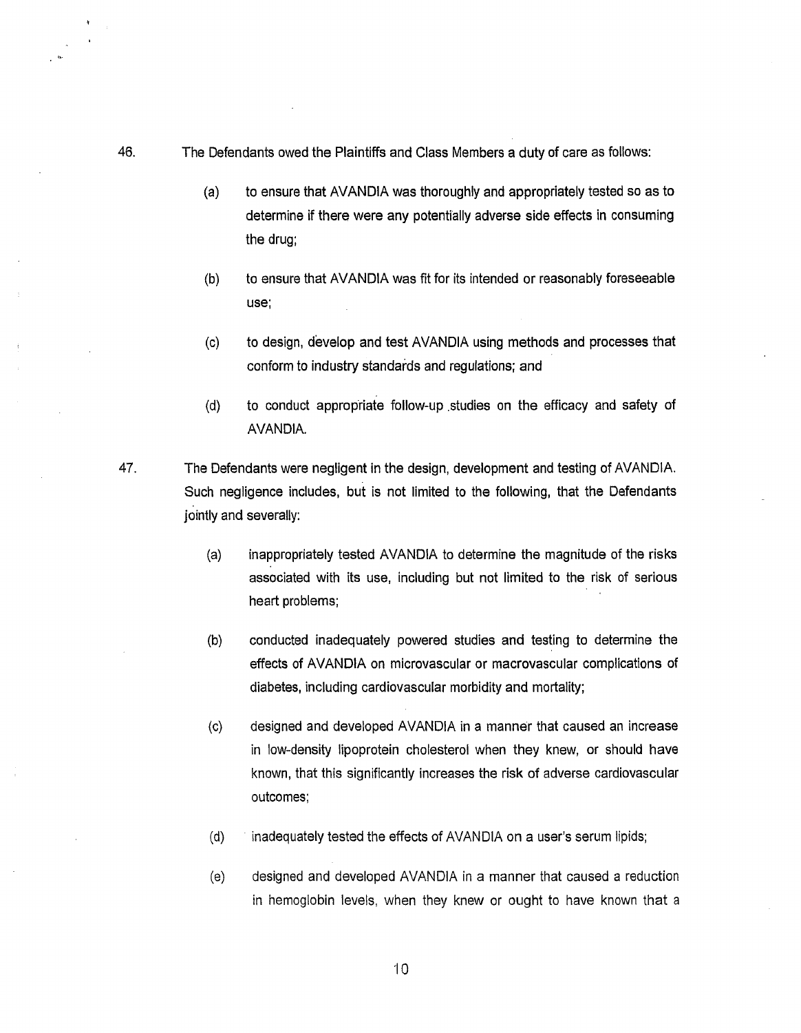46. The Defendants owed the Plaintiffs and Class Members a duty of care as follows:

   (a) to ensure that AVANDIA was thoroughly and appropriately tested so as to determine if there were any potentially adverse side effects in consuming the drug;

   (b) to ensure that AVANDIA was fit for its intended or reasonably foreseeable use;

   (c) to design, develop and test AVANDIA using methods and processes that conform to industry standards and regulations; and

   (d) to conduct appropriate follow-up studies on the efficacy and safety of AVANDIA.

47. The Defendants were negligent in the design, development and testing of AVANDIA. Such negligence includes, but is not limited to the following, that the Defendants jointly and severally:

   (a) inappropriately tested AVANDIA to determine the magnitude of the risks associated with its use, including but not limited to the risk of serious heart problems;

   (b) conducted inadequately powered studies and testing to determine the effects of AVANDIA on microvascular or macrovascular complications of diabetes, including cardiovascular morbidity and mortality;

   (c) designed and developed AVANDIA in a manner that caused an increase in low-density lipoprotein cholesterol when they knew, or should have known, that this significantly increases the risk of adverse cardiovascular outcomes;

   (d) inadequately tested the effects of AVANDIA on a user's serum lipids;

   (e) designed and developed AVANDIA in a manner that caused a reduction in hemoglobin levels, when they knew or ought to have known that a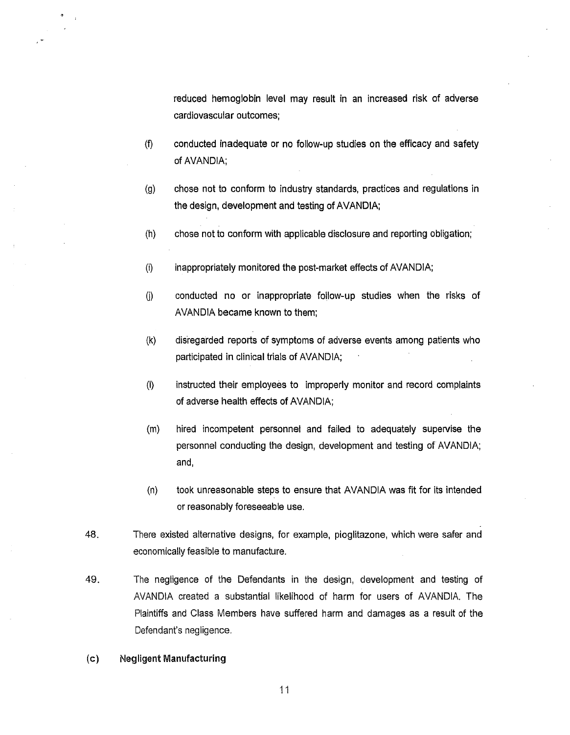reduced hemoglobin level may result in an increased risk of adverse cardiovascular outcomes;

(f) conducted inadequate or no follow-up studies on the efficacy and safety of AVANDIA;

(g) chose not to conform to industry standards, practices and regulations in the design, development and testing of AVANDIA;

(h) chose not to conform with applicable disclosure and reporting obligation;

(i) inappropriately monitored the post-market effects of AVANDIA;

(j) conducted no or inappropriate follow-up studies when the risks of AVANDIA became known to them;

(k) disregarded reports of symptoms of adverse events among patients who participated in clinical trials of AVANDIA;

(l) instructed their employees to improperly monitor and record complaints of adverse health effects of AVANDIA;

(m) hired incompetent personnel and failed to adequately supervise the personnel conducting the design, development and testing of AVANDIA; and,

(n) took unreasonable steps to ensure that AVANDIA was fit for its intended or reasonably foreseeable use.

48. There existed alternative designs, for example, pioglitazone, which were safer and economically feasible to manufacture.

49. The negligence of the Defendants in the design, development and testing of AVANDIA created a substantial likelihood of harm for users of AVANDIA. The Plaintiffs and Class Members have suffered harm and damages as a result of the Defendant's negligence.

**(c) Negligent Manufacturing**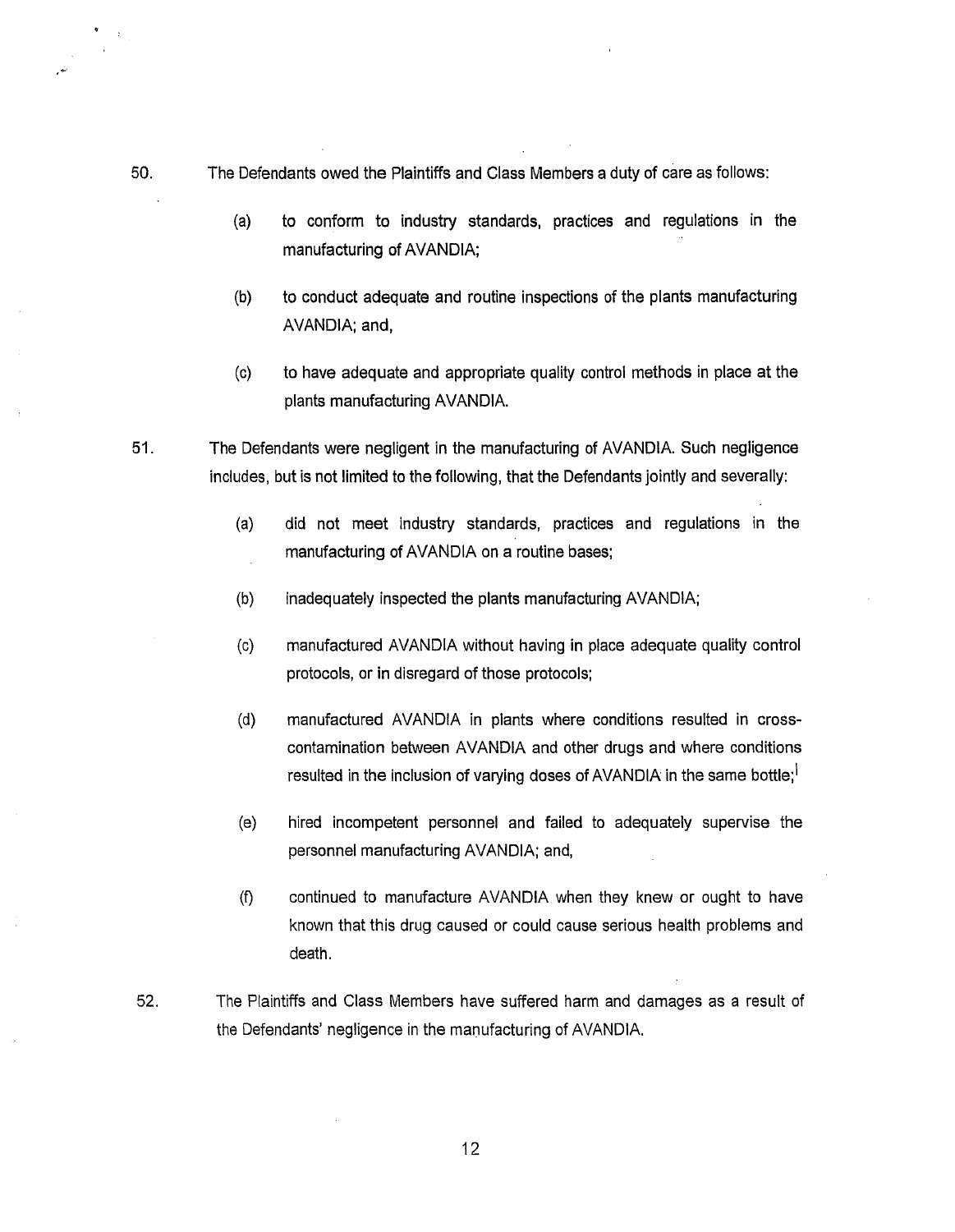50. The Defendants owed the Plaintiffs and Class Members a duty of care as follows:

    (a) to conform to industry standards, practices and regulations in the manufacturing of AVANDIA;

    (b) to conduct adequate and routine inspections of the plants manufacturing AVANDIA; and,

    (c) to have adequate and appropriate quality control methods in place at the plants manufacturing AVANDIA.

51. The Defendants were negligent in the manufacturing of AVANDIA. Such negligence includes, but is not limited to the following, that the Defendants jointly and severally:

    (a) did not meet industry standards, practices and regulations in the manufacturing of AVANDIA on a routine bases;

    (b) inadequately inspected the plants manufacturing AVANDIA;

    (c) manufactured AVANDIA without having in place adequate quality control protocols, or in disregard of those protocols;

    (d) manufactured AVANDIA in plants where conditions resulted in cross-contamination between AVANDIA and other drugs and where conditions resulted in the inclusion of varying doses of AVANDIA in the same bottle;[1]

    (e) hired incompetent personnel and failed to adequately supervise the personnel manufacturing AVANDIA; and,

    (f) continued to manufacture AVANDIA when they knew or ought to have known that this drug caused or could cause serious health problems and death.

52. The Plaintiffs and Class Members have suffered harm and damages as a result of the Defendants' negligence in the manufacturing of AVANDIA.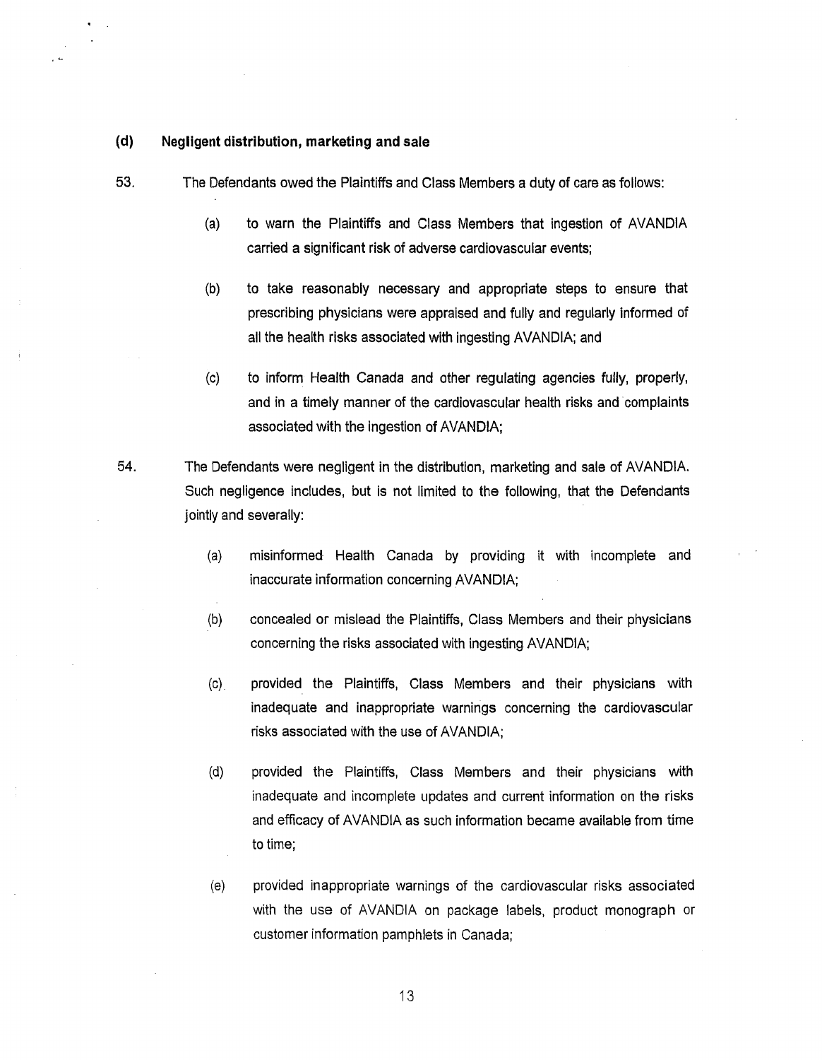#### (d) Negligent distribution, marketing and sale

53. The Defendants owed the Plaintiffs and Class Members a duty of care as follows:

    (a) to warn the Plaintiffs and Class Members that ingestion of AVANDIA carried a significant risk of adverse cardiovascular events;

    (b) to take reasonably necessary and appropriate steps to ensure that prescribing physicians were appraised and fully and regularly informed of all the health risks associated with ingesting AVANDIA; and

    (c) to inform Health Canada and other regulating agencies fully, properly, and in a timely manner of the cardiovascular health risks and complaints associated with the ingestion of AVANDIA;

54. The Defendants were negligent in the distribution, marketing and sale of AVANDIA. Such negligence includes, but is not limited to the following, that the Defendants jointly and severally:

    (a) misinformed Health Canada by providing it with incomplete and inaccurate information concerning AVANDIA;

    (b) concealed or mislead the Plaintiffs, Class Members and their physicians concerning the risks associated with ingesting AVANDIA;

    (c) provided the Plaintiffs, Class Members and their physicians with inadequate and inappropriate warnings concerning the cardiovascular risks associated with the use of AVANDIA;

    (d) provided the Plaintiffs, Class Members and their physicians with inadequate and incomplete updates and current information on the risks and efficacy of AVANDIA as such information became available from time to time;

    (e) provided inappropriate warnings of the cardiovascular risks associated with the use of AVANDIA on package labels, product monograph or customer information pamphlets in Canada;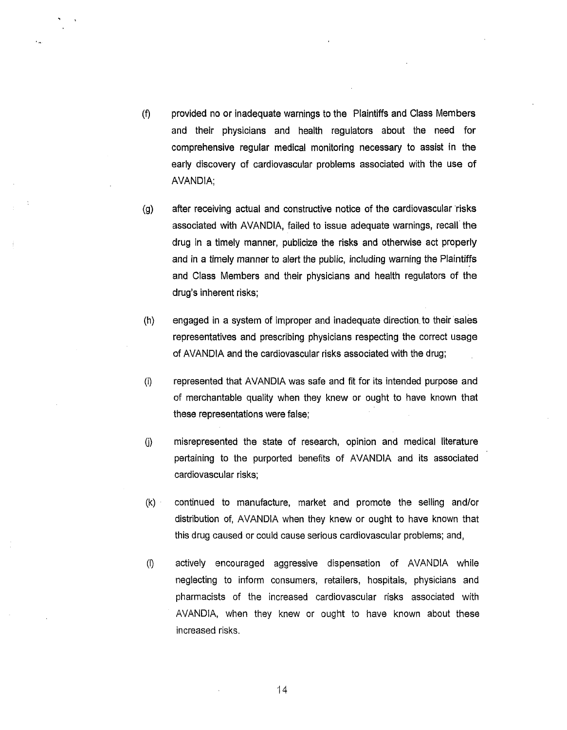(f) provided no or inadequate warnings to the Plaintiffs and Class Members and their physicians and health regulators about the need for comprehensive regular medical monitoring necessary to assist in the early discovery of cardiovascular problems associated with the use of AVANDIA;

(g) after receiving actual and constructive notice of the cardiovascular risks associated with AVANDIA, failed to issue adequate warnings, recall the drug in a timely manner, publicize the risks and otherwise act properly and in a timely manner to alert the public, including warning the Plaintiffs and Class Members and their physicians and health regulators of the drug's inherent risks;

(h) engaged in a system of improper and inadequate direction to their sales representatives and prescribing physicians respecting the correct usage of AVANDIA and the cardiovascular risks associated with the drug;

(i) represented that AVANDIA was safe and fit for its intended purpose and of merchantable quality when they knew or ought to have known that these representations were false;

(j) misrepresented the state of research, opinion and medical literature pertaining to the purported benefits of AVANDIA and its associated cardiovascular risks;

(k) continued to manufacture, market and promote the selling and/or distribution of, AVANDIA when they knew or ought to have known that this drug caused or could cause serious cardiovascular problems; and,

(l) actively encouraged aggressive dispensation of AVANDIA while neglecting to inform consumers, retailers, hospitals, physicians and pharmacists of the increased cardiovascular risks associated with AVANDIA, when they knew or ought to have known about these increased risks.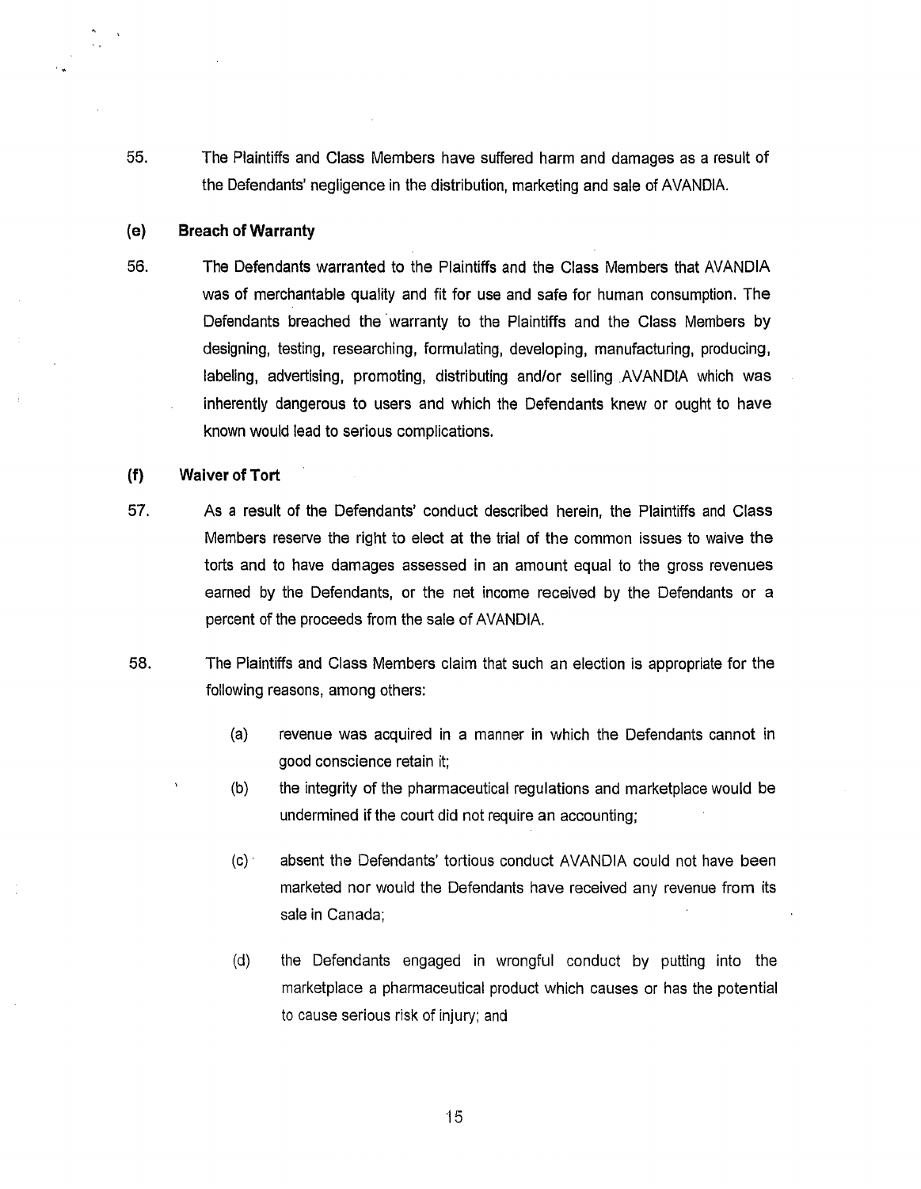55. The Plaintiffs and Class Members have suffered harm and damages as a result of the Defendants' negligence in the distribution, marketing and sale of AVANDIA.

**(e) Breach of Warranty**

56. The Defendants warranted to the Plaintiffs and the Class Members that AVANDIA was of merchantable quality and fit for use and safe for human consumption. The Defendants breached the warranty to the Plaintiffs and the Class Members by designing, testing, researching, formulating, developing, manufacturing, producing, labeling, advertising, promoting, distributing and/or selling AVANDIA which was inherently dangerous to users and which the Defendants knew or ought to have known would lead to serious complications.

**(f) Waiver of Tort**

57. As a result of the Defendants' conduct described herein, the Plaintiffs and Class Members reserve the right to elect at the trial of the common issues to waive the torts and to have damages assessed in an amount equal to the gross revenues earned by the Defendants, or the net income received by the Defendants or a percent of the proceeds from the sale of AVANDIA.

58. The Plaintiffs and Class Members claim that such an election is appropriate for the following reasons, among others:

   (a) revenue was acquired in a manner in which the Defendants cannot in good conscience retain it;

   (b) the integrity of the pharmaceutical regulations and marketplace would be undermined if the court did not require an accounting;

   (c) absent the Defendants' tortious conduct AVANDIA could not have been marketed nor would the Defendants have received any revenue from its sale in Canada;

   (d) the Defendants engaged in wrongful conduct by putting into the marketplace a pharmaceutical product which causes or has the potential to cause serious risk of injury; and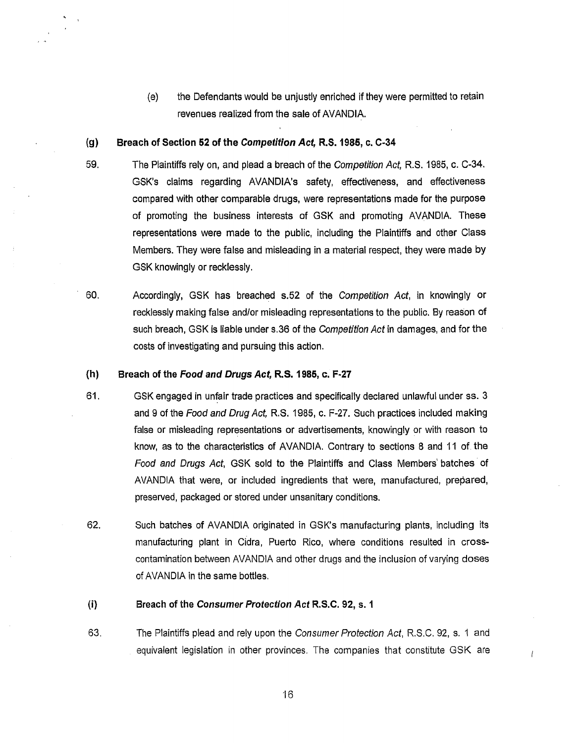(e) the Defendants would be unjustly enriched if they were permitted to retain revenues realized from the sale of AVANDIA.

### (g) Breach of Section 52 of the *Competition Act*, R.S. 1985, c. C-34

59. The Plaintiffs rely on, and plead a breach of the *Competition Act*, R.S. 1985, c. C-34. GSK's claims regarding AVANDIA's safety, effectiveness, and effectiveness compared with other comparable drugs, were representations made for the purpose of promoting the business interests of GSK and promoting AVANDIA. These representations were made to the public, including the Plaintiffs and other Class Members. They were false and misleading in a material respect, they were made by GSK knowingly or recklessly.

60. Accordingly, GSK has breached s.52 of the *Competition Act*, in knowingly or recklessly making false and/or misleading representations to the public. By reason of such breach, GSK is liable under s.36 of the *Competition Act* in damages, and for the costs of investigating and pursuing this action.

### (h) Breach of the *Food and Drugs Act*, R.S. 1985, c. F-27

61. GSK engaged in unfair trade practices and specifically declared unlawful under ss. 3 and 9 of the *Food and Drug Act*, R.S. 1985, c. F-27. Such practices included making false or misleading representations or advertisements, knowingly or with reason to know, as to the characteristics of AVANDIA. Contrary to sections 8 and 11 of the *Food and Drugs Act*, GSK sold to the Plaintiffs and Class Members' batches of AVANDIA that were, or included ingredients that were, manufactured, prepared, preserved, packaged or stored under unsanitary conditions.

62. Such batches of AVANDIA originated in GSK's manufacturing plants, including its manufacturing plant in Cidra, Puerto Rico, where conditions resulted in cross-contamination between AVANDIA and other drugs and the inclusion of varying doses of AVANDIA in the same bottles.

### (i) Breach of the *Consumer Protection Act* R.S.C. 92, s. 1

63. The Plaintiffs plead and rely upon the *Consumer Protection Act*, R.S.C. 92, s. 1 and equivalent legislation in other provinces. The companies that constitute GSK are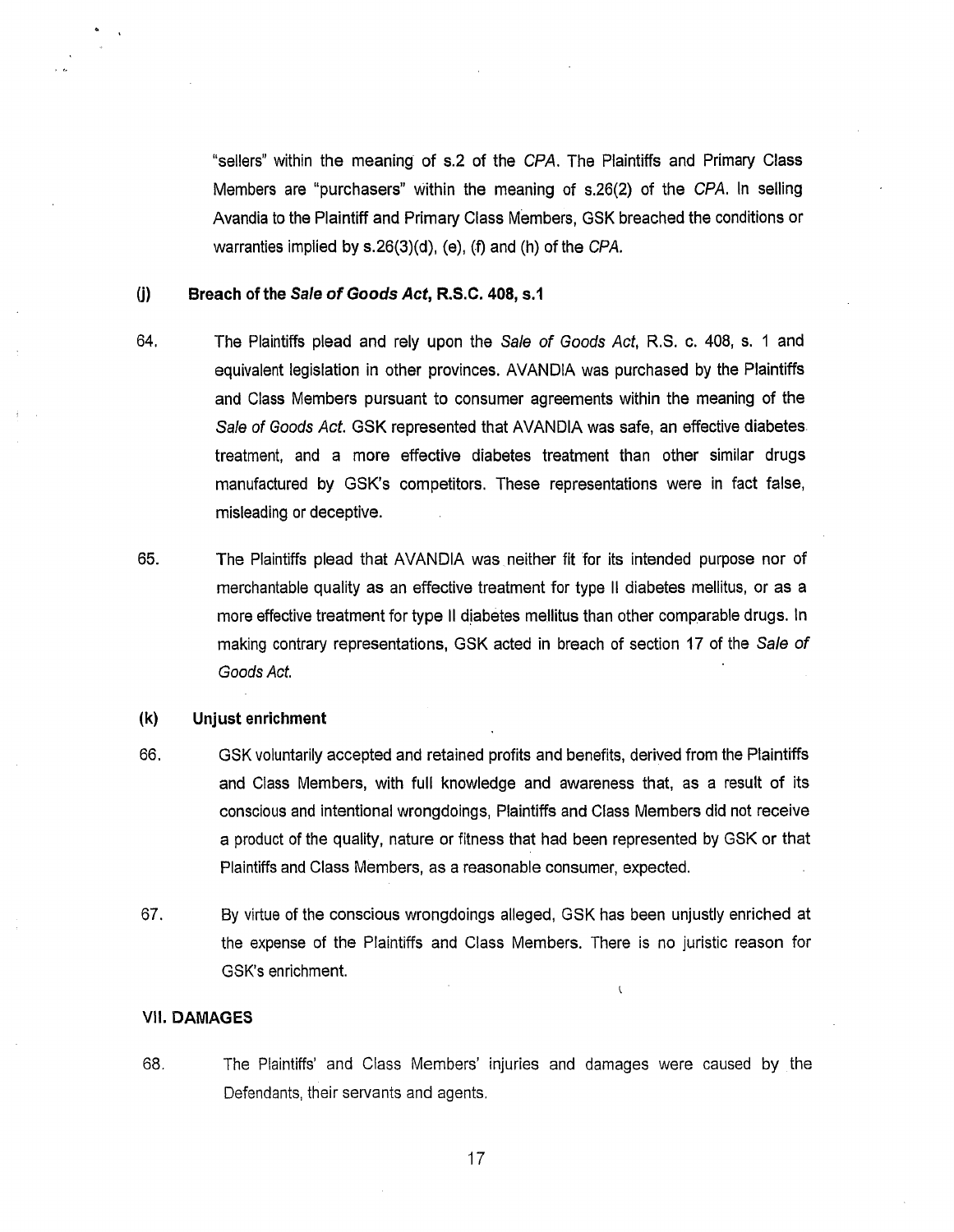"sellers" within the meaning of s.2 of the *CPA*. The Plaintiffs and Primary Class Members are "purchasers" within the meaning of s.26(2) of the *CPA*. In selling Avandia to the Plaintiff and Primary Class Members, GSK breached the conditions or warranties implied by s.26(3)(d), (e), (f) and (h) of the *CPA*.

### (j) Breach of the *Sale of Goods Act*, R.S.C. 408, s.1

64. The Plaintiffs plead and rely upon the *Sale of Goods Act*, R.S. c. 408, s. 1 and equivalent legislation in other provinces. AVANDIA was purchased by the Plaintiffs and Class Members pursuant to consumer agreements within the meaning of the *Sale of Goods Act*. GSK represented that AVANDIA was safe, an effective diabetes treatment, and a more effective diabetes treatment than other similar drugs manufactured by GSK's competitors. These representations were in fact false, misleading or deceptive.

65. The Plaintiffs plead that AVANDIA was neither fit for its intended purpose nor of merchantable quality as an effective treatment for type II diabetes mellitus, or as a more effective treatment for type II diabetes mellitus than other comparable drugs. In making contrary representations, GSK acted in breach of section 17 of the *Sale of Goods Act*.

### (k) Unjust enrichment

66. GSK voluntarily accepted and retained profits and benefits, derived from the Plaintiffs and Class Members, with full knowledge and awareness that, as a result of its conscious and intentional wrongdoings, Plaintiffs and Class Members did not receive a product of the quality, nature or fitness that had been represented by GSK or that Plaintiffs and Class Members, as a reasonable consumer, expected.

67. By virtue of the conscious wrongdoings alleged, GSK has been unjustly enriched at the expense of the Plaintiffs and Class Members. There is no juristic reason for GSK's enrichment.

## VII. DAMAGES

68. The Plaintiffs' and Class Members' injuries and damages were caused by the Defendants, their servants and agents.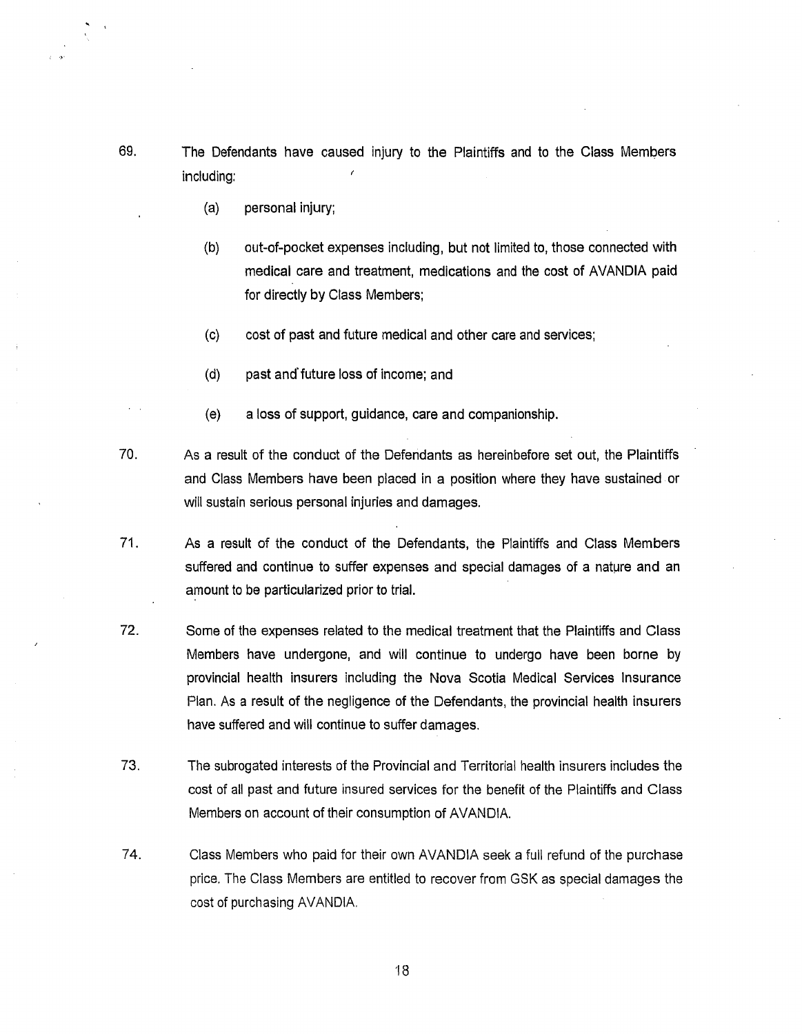69. The Defendants have caused injury to the Plaintiffs and to the Class Members including:

    (a) personal injury;

    (b) out-of-pocket expenses including, but not limited to, those connected with medical care and treatment, medications and the cost of AVANDIA paid for directly by Class Members;

    (c) cost of past and future medical and other care and services;

    (d) past and future loss of income; and

    (e) a loss of support, guidance, care and companionship.

70. As a result of the conduct of the Defendants as hereinbefore set out, the Plaintiffs and Class Members have been placed in a position where they have sustained or will sustain serious personal injuries and damages.

71. As a result of the conduct of the Defendants, the Plaintiffs and Class Members suffered and continue to suffer expenses and special damages of a nature and an amount to be particularized prior to trial.

72. Some of the expenses related to the medical treatment that the Plaintiffs and Class Members have undergone, and will continue to undergo have been borne by provincial health insurers including the Nova Scotia Medical Services Insurance Plan. As a result of the negligence of the Defendants, the provincial health insurers have suffered and will continue to suffer damages.

73. The subrogated interests of the Provincial and Territorial health insurers includes the cost of all past and future insured services for the benefit of the Plaintiffs and Class Members on account of their consumption of AVANDIA.

74. Class Members who paid for their own AVANDIA seek a full refund of the purchase price. The Class Members are entitled to recover from GSK as special damages the cost of purchasing AVANDIA.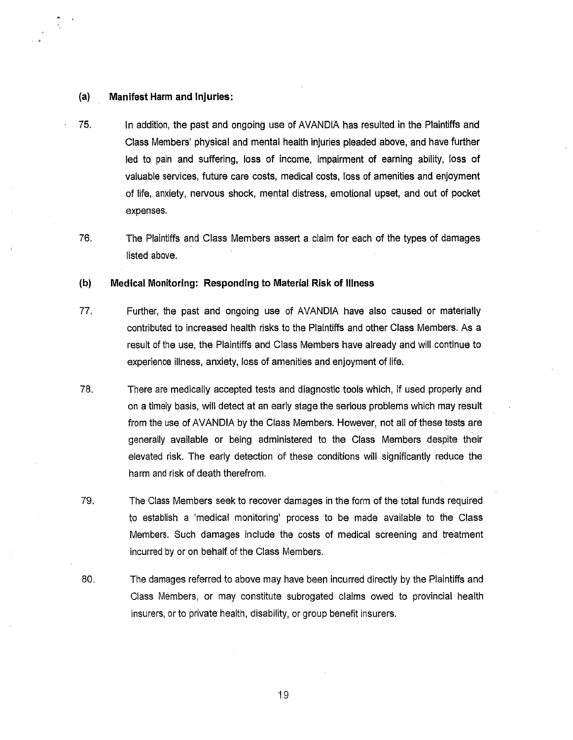### (a) Manifest Harm and Injuries:

75. In addition, the past and ongoing use of AVANDIA has resulted in the Plaintiffs and Class Members' physical and mental health injuries pleaded above, and have further led to pain and suffering, loss of income, impairment of earning ability, loss of valuable services, future care costs, medical costs, loss of amenities and enjoyment of life, anxiety, nervous shock, mental distress, emotional upset, and out of pocket expenses.

76. The Plaintiffs and Class Members assert a claim for each of the types of damages listed above.

### (b) Medical Monitoring: Responding to Material Risk of Illness

77. Further, the past and ongoing use of AVANDIA have also caused or materially contributed to increased health risks to the Plaintiffs and other Class Members. As a result of the use, the Plaintiffs and Class Members have already and will continue to experience illness, anxiety, loss of amenities and enjoyment of life.

78. There are medically accepted tests and diagnostic tools which, if used properly and on a timely basis, will detect at an early stage the serious problems which may result from the use of AVANDIA by the Class Members. However, not all of these tests are generally available or being administered to the Class Members despite their elevated risk. The early detection of these conditions will significantly reduce the harm and risk of death therefrom.

79. The Class Members seek to recover damages in the form of the total funds required to establish a 'medical monitoring' process to be made available to the Class Members. Such damages include the costs of medical screening and treatment incurred by or on behalf of the Class Members.

80. The damages referred to above may have been incurred directly by the Plaintiffs and Class Members, or may constitute subrogated claims owed to provincial health insurers, or to private health, disability, or group benefit insurers.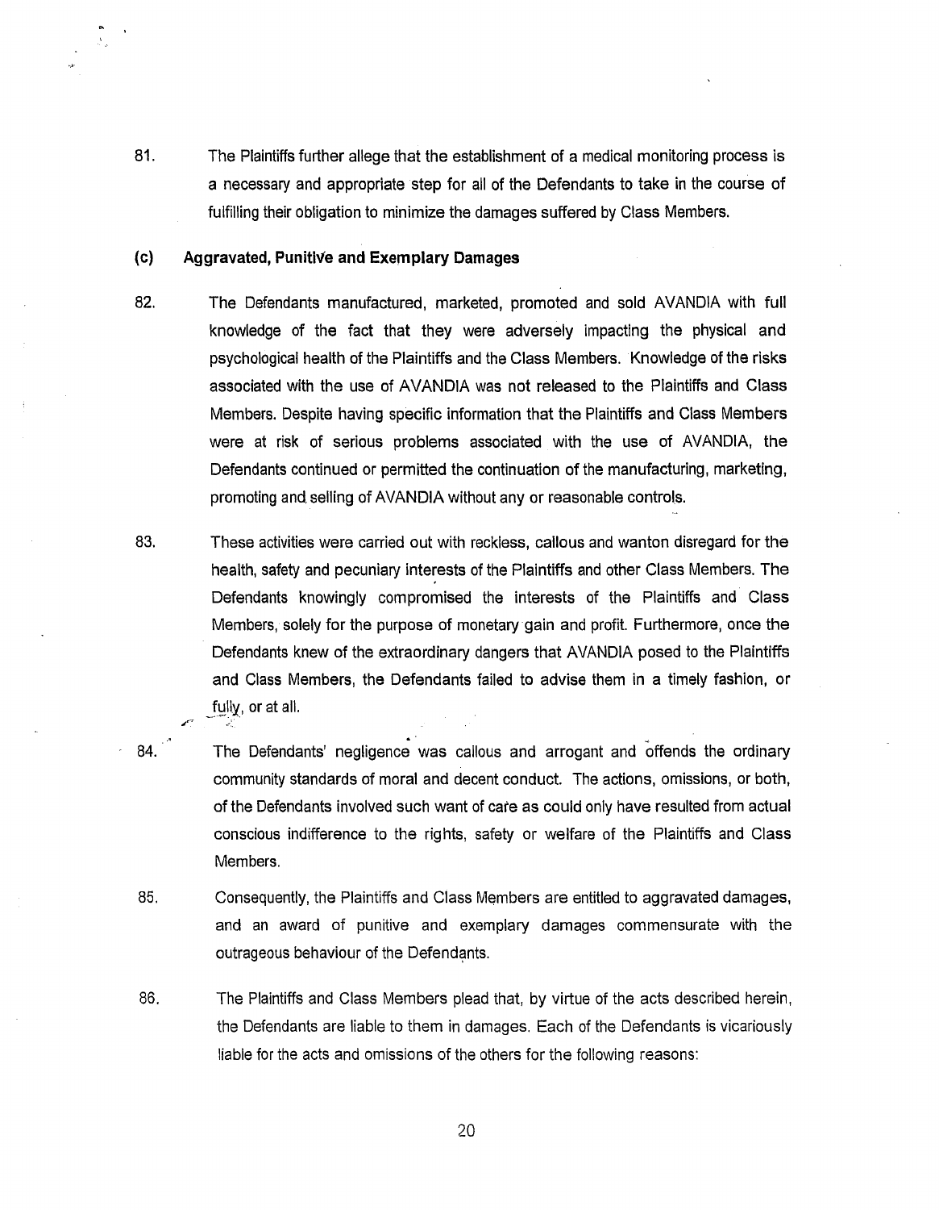81. The Plaintiffs further allege that the establishment of a medical monitoring process is a necessary and appropriate step for all of the Defendants to take in the course of fulfilling their obligation to minimize the damages suffered by Class Members.

### (c) Aggravated, Punitive and Exemplary Damages

82. The Defendants manufactured, marketed, promoted and sold AVANDIA with full knowledge of the fact that they were adversely impacting the physical and psychological health of the Plaintiffs and the Class Members. Knowledge of the risks associated with the use of AVANDIA was not released to the Plaintiffs and Class Members. Despite having specific information that the Plaintiffs and Class Members were at risk of serious problems associated with the use of AVANDIA, the Defendants continued or permitted the continuation of the manufacturing, marketing, promoting and selling of AVANDIA without any or reasonable controls.

83. These activities were carried out with reckless, callous and wanton disregard for the health, safety and pecuniary interests of the Plaintiffs and other Class Members. The Defendants knowingly compromised the interests of the Plaintiffs and Class Members, solely for the purpose of monetary gain and profit. Furthermore, once the Defendants knew of the extraordinary dangers that AVANDIA posed to the Plaintiffs and Class Members, the Defendants failed to advise them in a timely fashion, or fully, or at all.

84. The Defendants' negligence was callous and arrogant and offends the ordinary community standards of moral and decent conduct. The actions, omissions, or both, of the Defendants involved such want of care as could only have resulted from actual conscious indifference to the rights, safety or welfare of the Plaintiffs and Class Members.

85. Consequently, the Plaintiffs and Class Members are entitled to aggravated damages, and an award of punitive and exemplary damages commensurate with the outrageous behaviour of the Defendants.

86. The Plaintiffs and Class Members plead that, by virtue of the acts described herein, the Defendants are liable to them in damages. Each of the Defendants is vicariously liable for the acts and omissions of the others for the following reasons: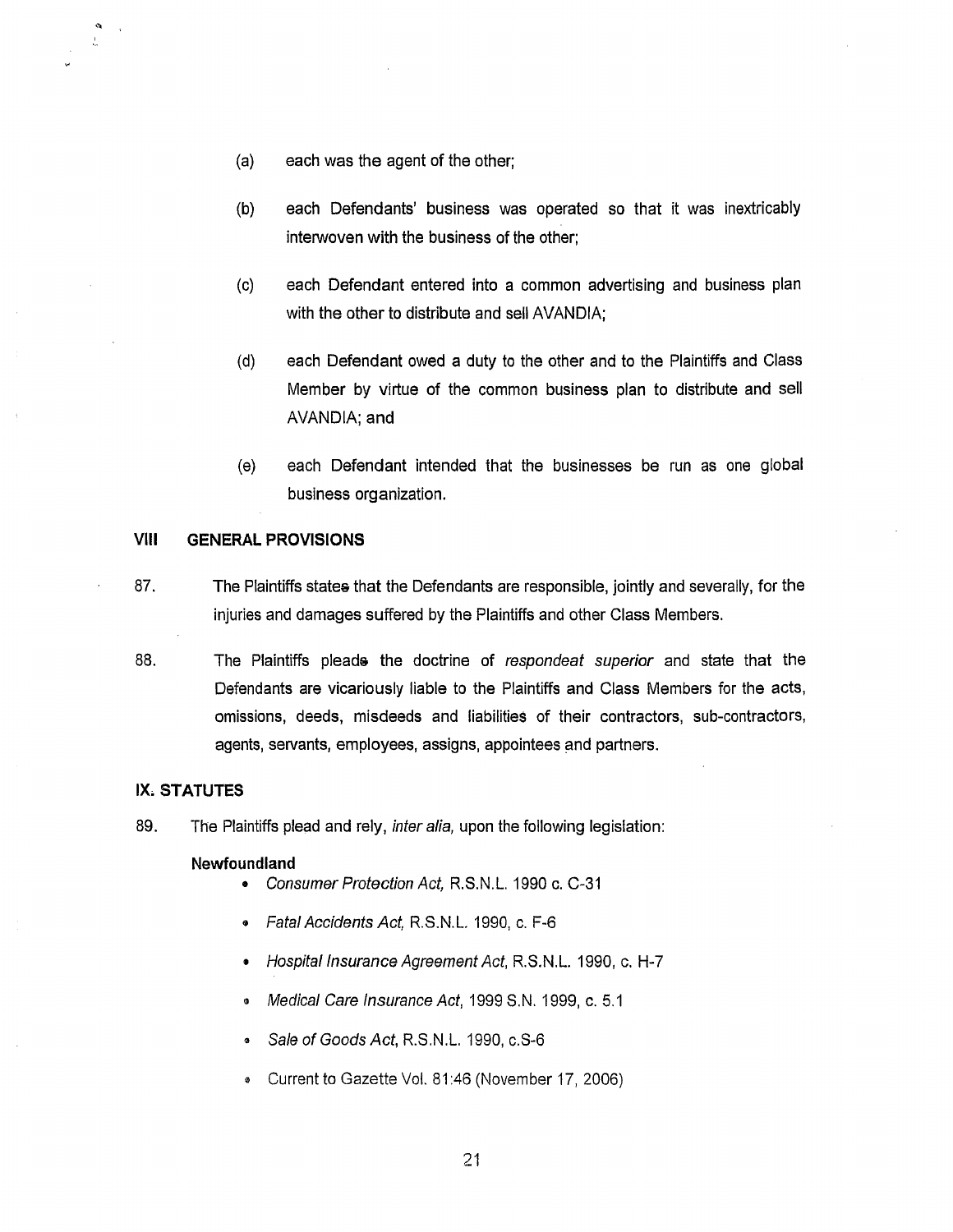(a) each was the agent of the other;

(b) each Defendants' business was operated so that it was inextricably interwoven with the business of the other;

(c) each Defendant entered into a common advertising and business plan with the other to distribute and sell AVANDIA;

(d) each Defendant owed a duty to the other and to the Plaintiffs and Class Member by virtue of the common business plan to distribute and sell AVANDIA; and

(e) each Defendant intended that the businesses be run as one global business organization.

## VIII GENERAL PROVISIONS

87. The Plaintiffs states that the Defendants are responsible, jointly and severally, for the injuries and damages suffered by the Plaintiffs and other Class Members.

88. The Plaintiffs pleads the doctrine of *respondeat superior* and state that the Defendants are vicariously liable to the Plaintiffs and Class Members for the acts, omissions, deeds, misdeeds and liabilities of their contractors, sub-contractors, agents, servants, employees, assigns, appointees and partners.

## IX. STATUTES

89. The Plaintiffs plead and rely, *inter alia,* upon the following legislation:

**Newfoundland**

- *Consumer Protection Act,* R.S.N.L. 1990 c. C-31
- *Fatal Accidents Act,* R.S.N.L. 1990, c. F-6
- *Hospital Insurance Agreement Act,* R.S.N.L. 1990, c. H-7
- *Medical Care Insurance Act,* 1999 S.N. 1999, c. 5.1
- *Sale of Goods Act,* R.S.N.L. 1990, c.S-6
- Current to Gazette Vol. 81:46 (November 17, 2006)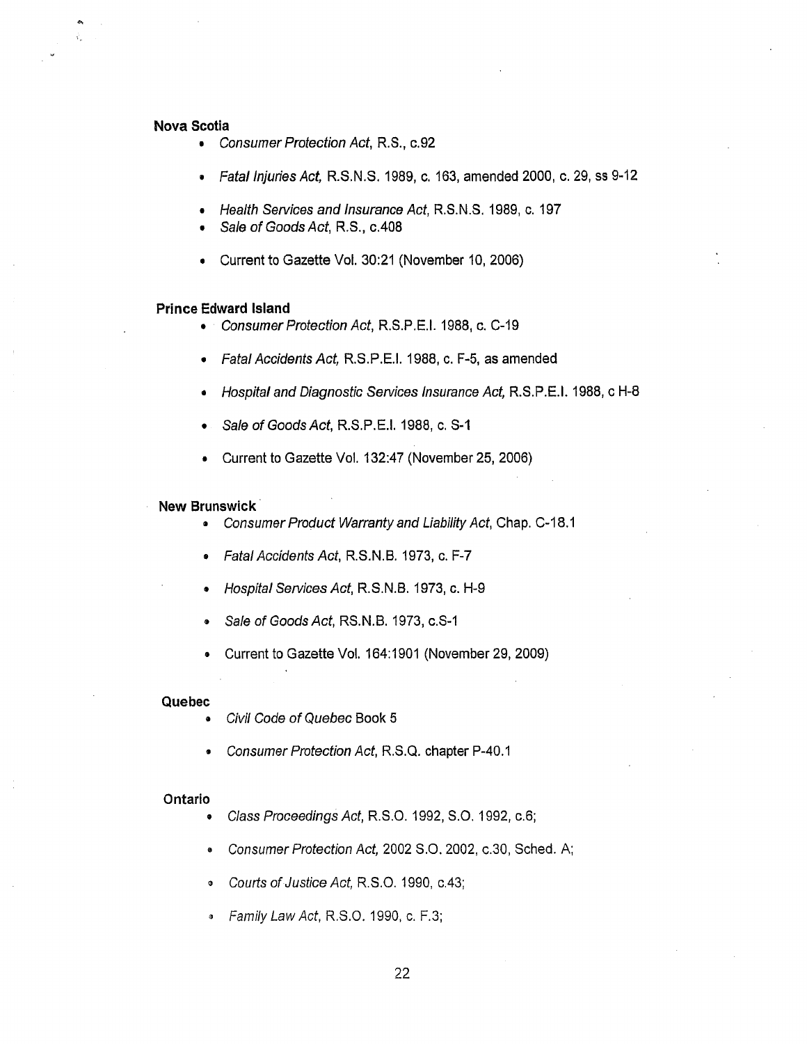**Nova Scotia**

- *Consumer Protection Act*, R.S., c.92
- *Fatal Injuries Act,* R.S.N.S. 1989, c. 163, amended 2000, c. 29, ss 9-12
- *Health Services and Insurance Act*, R.S.N.S. 1989, c. 197
- *Sale of Goods Act*, R.S., c.408
- Current to Gazette Vol. 30:21 (November 10, 2006)

**Prince Edward Island**

- *Consumer Protection Act*, R.S.P.E.I. 1988, c. C-19
- *Fatal Accidents Act,* R.S.P.E.I. 1988, c. F-5, as amended
- *Hospital and Diagnostic Services Insurance Act,* R.S.P.E.I. 1988, c H-8
- *Sale of Goods Act*, R.S.P.E.I. 1988, c. S-1
- Current to Gazette Vol. 132:47 (November 25, 2006)

**New Brunswick**

- *Consumer Product Warranty and Liability Act*, Chap. C-18.1
- *Fatal Accidents Act*, R.S.N.B. 1973, c. F-7
- *Hospital Services Act*, R.S.N.B. 1973, c. H-9
- *Sale of Goods Act*, RS.N.B. 1973, c.S-1
- Current to Gazette Vol. 164:1901 (November 29, 2009)

**Quebec**

- *Civil Code of Quebec* Book 5
- *Consumer Protection Act*, R.S.Q. chapter P-40.1

**Ontario**

- *Class Proceedings Act*, R.S.O. 1992, S.O. 1992, c.6;
- *Consumer Protection Act,* 2002 S.O. 2002, c.30, Sched. A;
- *Courts of Justice Act*, R.S.O. 1990, c.43;
- *Family Law Act*, R.S.O. 1990, c. F.3;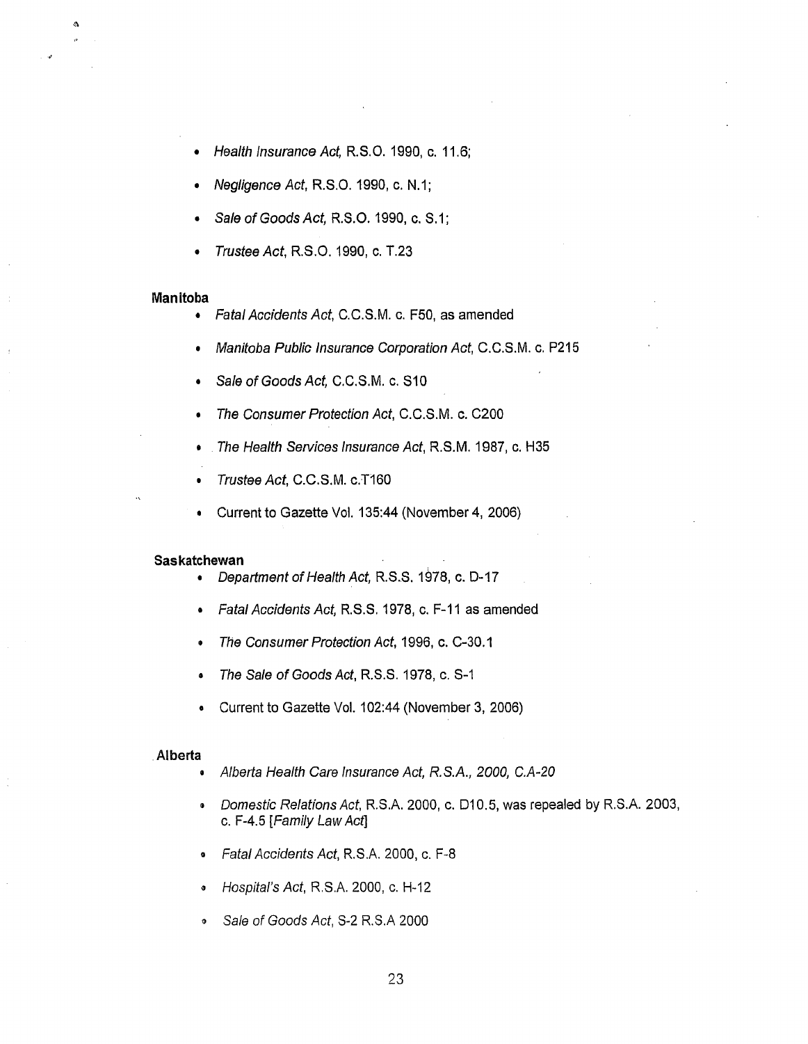- *Health Insurance Act,* R.S.O. 1990, c. 11.6;
- *Negligence Act,* R.S.O. 1990, c. N.1;
- *Sale of Goods Act,* R.S.O. 1990, c. S.1;
- *Trustee Act*, R.S.O. 1990, c. T.23

**Manitoba**

- *Fatal Accidents Act*, C.C.S.M. c. F50, as amended
- *Manitoba Public Insurance Corporation Act*, C.C.S.M. c. P215
- *Sale of Goods Act,* C.C.S.M. c. S10
- *The Consumer Protection Act*, C.C.S.M. c. C200
- *The Health Services Insurance Act*, R.S.M. 1987, c. H35
- *Trustee Act*, C.C.S.M. c.T160
- Current to Gazette Vol. 135:44 (November 4, 2006)

**Saskatchewan**

- *Department of Health Act,* R.S.S. 1978, c. D-17
- *Fatal Accidents Act*, R.S.S. 1978, c. F-11 as amended
- *The Consumer Protection Act*, 1996, c. C-30.1
- *The Sale of Goods Act*, R.S.S. 1978, c. S-1
- Current to Gazette Vol. 102:44 (November 3, 2006)

**Alberta**

- *Alberta Health Care Insurance Act, R.S.A., 2000, C.A-20*
- *Domestic Relations Act*, R.S.A. 2000, c. D10.5, was repealed by R.S.A. 2003, c. F-4.5 [*Family Law Act*]
- *Fatal Accidents Act*, R.S.A. 2000, c. F-8
- *Hospital's Act*, R.S.A. 2000, c. H-12
- *Sale of Goods Act*, S-2 R.S.A 2000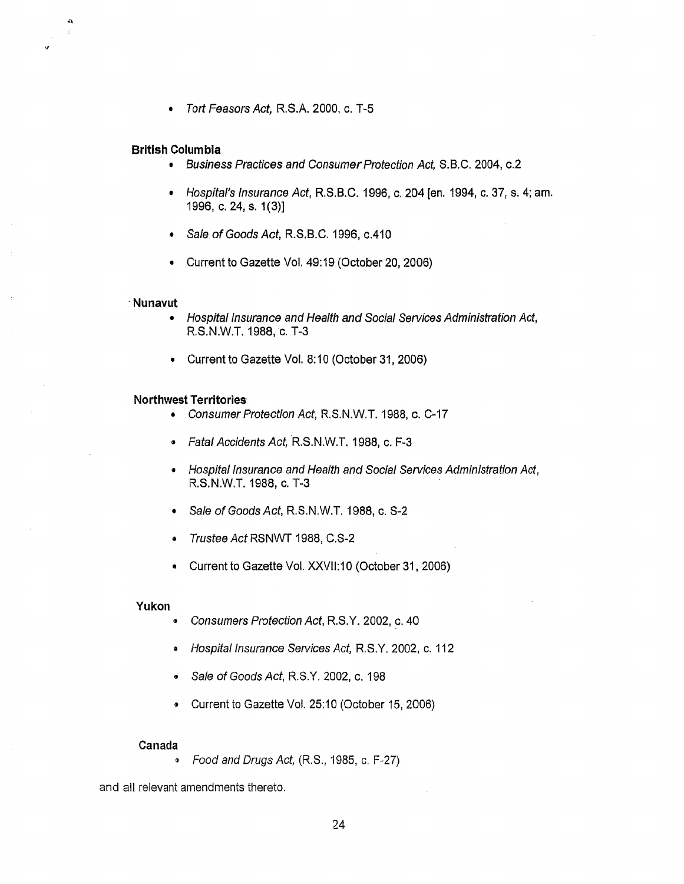- *Tort Feasors Act,* R.S.A. 2000, c. T-5

**British Columbia**

- *Business Practices and Consumer Protection Act,* S.B.C. 2004, c.2
- *Hospital's Insurance Act*, R.S.B.C. 1996, c. 204 [en. 1994, c. 37, s. 4; am. 1996, c. 24, s. 1(3)]
- *Sale of Goods Act*, R.S.B.C. 1996, c.410
- Current to Gazette Vol. 49:19 (October 20, 2006)

**Nunavut**

- *Hospital Insurance and Health and Social Services Administration Act*, R.S.N.W.T. 1988, c. T-3
- Current to Gazette Vol. 8:10 (October 31, 2006)

**Northwest Territories**

- *Consumer Protection Act*, R.S.N.W.T. 1988, c. C-17
- *Fatal Accidents Act,* R.S.N.W.T. 1988, c. F-3
- *Hospital Insurance and Health and Social Services Administration Act*, R.S.N.W.T. 1988, c. T-3
- *Sale of Goods Act*, R.S.N.W.T. 1988, c. S-2
- *Trustee Act* RSNWT 1988, C.S-2
- Current to Gazette Vol. XXVII:10 (October 31, 2006)

**Yukon**

- *Consumers Protection Act*, R.S.Y. 2002, c. 40
- *Hospital Insurance Services Act,* R.S.Y. 2002, c. 112
- *Sale of Goods Act*, R.S.Y. 2002, c. 198
- Current to Gazette Vol. 25:10 (October 15, 2006)

**Canada**

- *Food and Drugs Act,* (R.S., 1985, c. F-27)

and all relevant amendments thereto.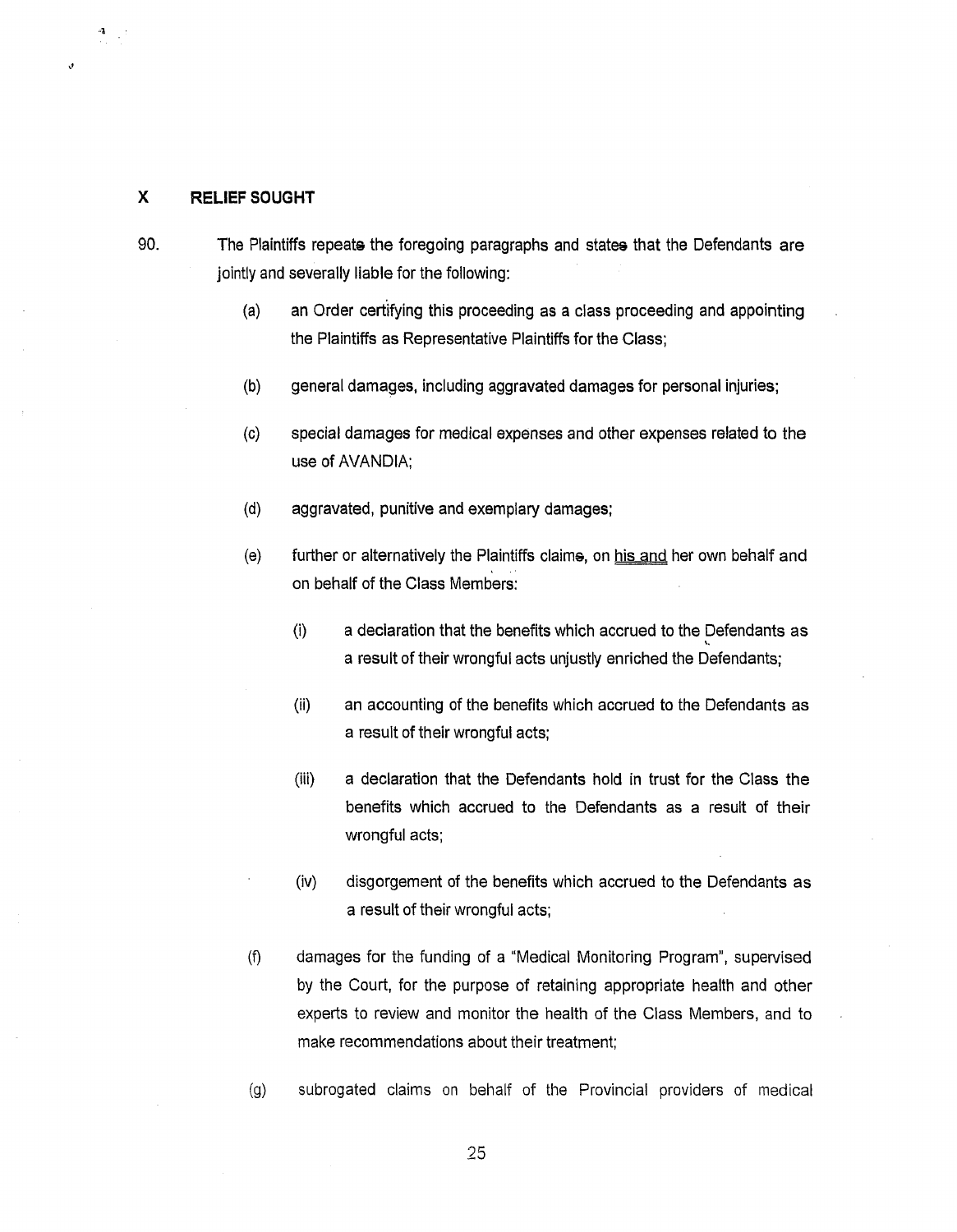## X RELIEF SOUGHT

90. The Plaintiffs repeat the foregoing paragraphs and state that the Defendants are jointly and severally liable for the following:

(a) an Order certifying this proceeding as a class proceeding and appointing the Plaintiffs as Representative Plaintiffs for the Class;

(b) general damages, including aggravated damages for personal injuries;

(c) special damages for medical expenses and other expenses related to the use of AVANDIA;

(d) aggravated, punitive and exemplary damages;

(e) further or alternatively the Plaintiffs claim, on his and her own behalf and on behalf of the Class Members:

(i) a declaration that the benefits which accrued to the Defendants as a result of their wrongful acts unjustly enriched the Defendants;

(ii) an accounting of the benefits which accrued to the Defendants as a result of their wrongful acts;

(iii) a declaration that the Defendants hold in trust for the Class the benefits which accrued to the Defendants as a result of their wrongful acts;

(iv) disgorgement of the benefits which accrued to the Defendants as a result of their wrongful acts;

(f) damages for the funding of a "Medical Monitoring Program", supervised by the Court, for the purpose of retaining appropriate health and other experts to review and monitor the health of the Class Members, and to make recommendations about their treatment;

(g) subrogated claims on behalf of the Provincial providers of medical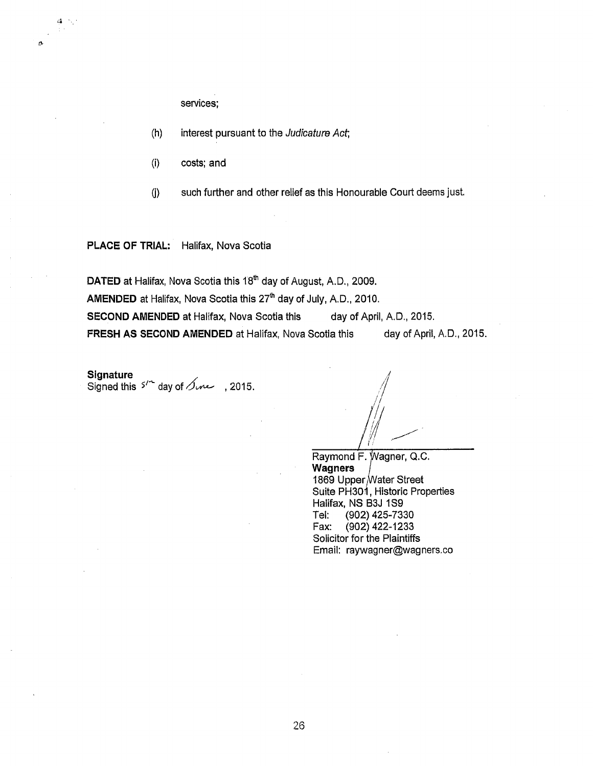services;

(h) interest pursuant to the *Judicature Act*;

(i) costs; and

(j) such further and other relief as this Honourable Court deems just.

**PLACE OF TRIAL:** Halifax, Nova Scotia

**DATED** at Halifax, Nova Scotia this 18th day of August, A.D., 2009.
**AMENDED** at Halifax, Nova Scotia this 27th day of July, A.D., 2010.
**SECOND AMENDED** at Halifax, Nova Scotia this day of April, A.D., 2015.
**FRESH AS SECOND AMENDED** at Halifax, Nova Scotia this day of April, A.D., 2015.

**Signature**
Signed this 5th day of June, 2015.

Raymond F. Wagner, Q.C.
**Wagners**
1869 Upper Water Street
Suite PH301, Historic Properties
Halifax, NS B3J 1S9
Tel: (902) 425-7330
Fax: (902) 422-1233
Solicitor for the Plaintiffs
Email: raywagner@wagners.co